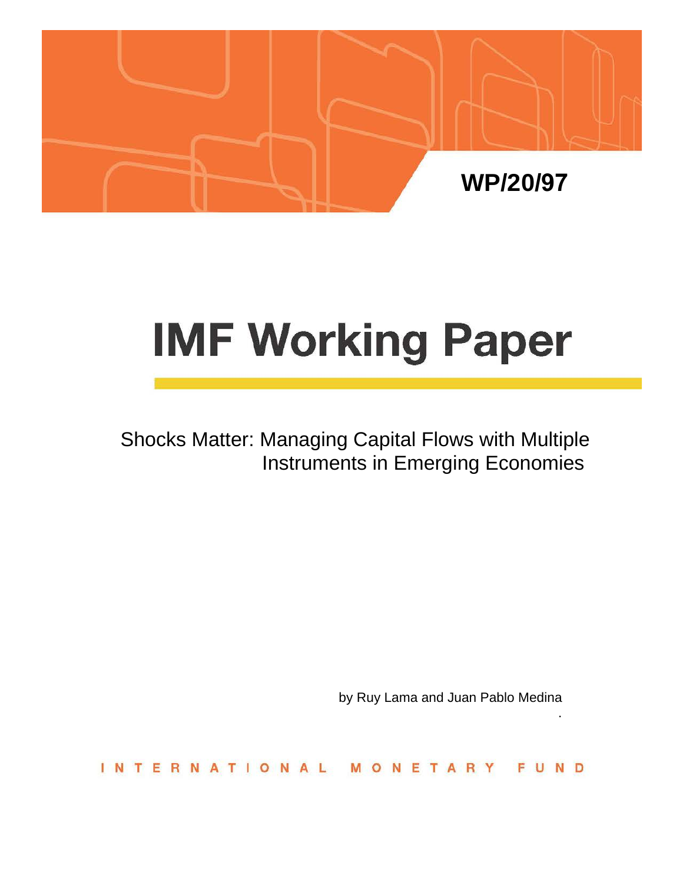WP/20/97

# IMF Working Paper

Shocks Matter: Managing Capital Flows with Multiple Instruments in Emerging Economies

by Ruy Lama and Juan Pablo Medina

INTERNATIONAL MONETARY FUND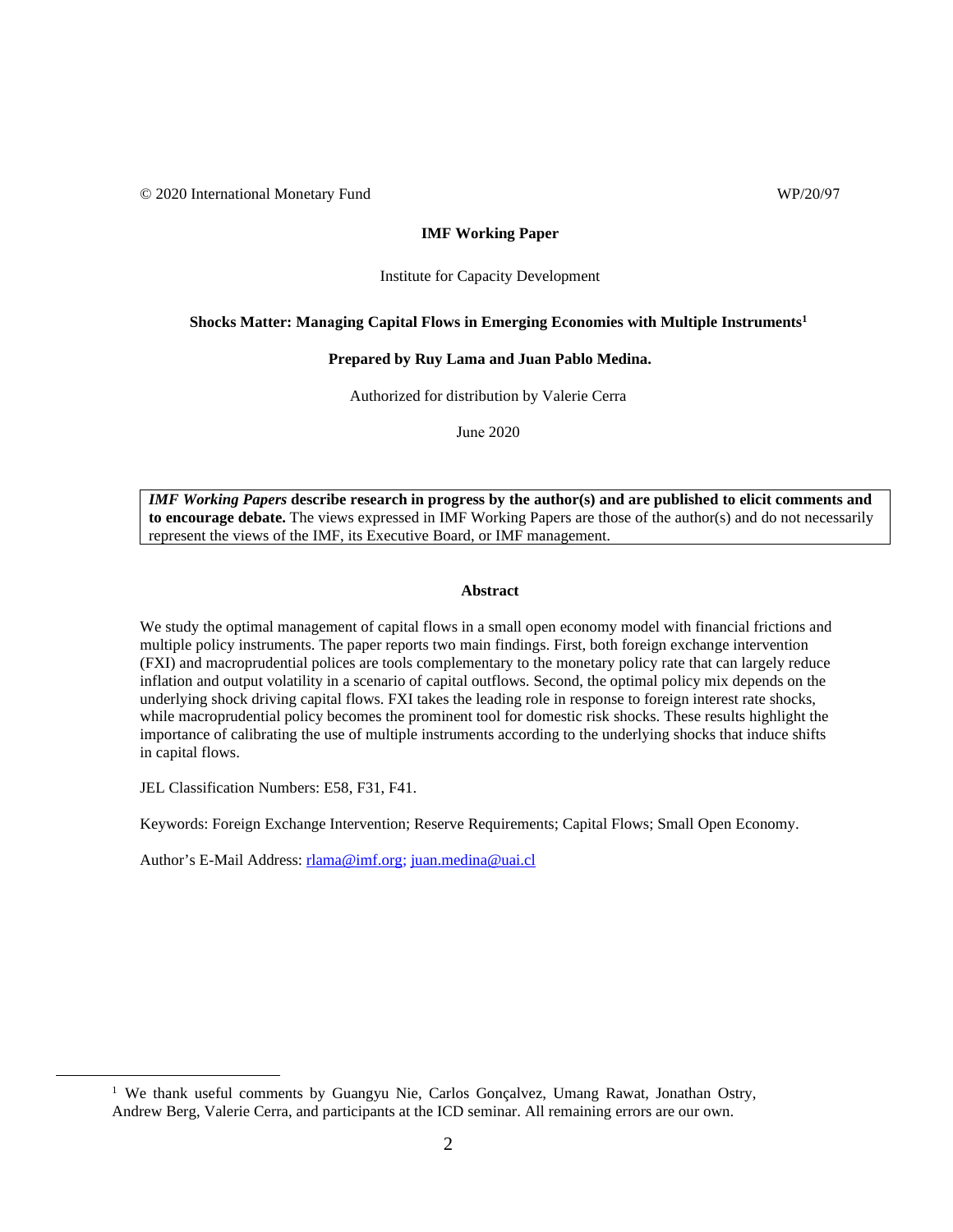© 2020 International Monetary Fund WP/20/97

**IMF Working Paper**

Institute for Capacity Development

**Shocks Matter: Managing Capital Flows in Emerging Economies with Multiple Instruments**[1]

**Prepared by Ruy Lama and Juan Pablo Medina.**

Authorized for distribution by Valerie Cerra

June 2020

> ***IMF Working Papers*** **describe research in progress by the author(s) and are published to elicit comments and to encourage debate.** The views expressed in IMF Working Papers are those of the author(s) and do not necessarily represent the views of the IMF, its Executive Board, or IMF management.

**Abstract**

We study the optimal management of capital flows in a small open economy model with financial frictions and multiple policy instruments. The paper reports two main findings. First, both foreign exchange intervention (FXI) and macroprudential polices are tools complementary to the monetary policy rate that can largely reduce inflation and output volatility in a scenario of capital outflows. Second, the optimal policy mix depends on the underlying shock driving capital flows. FXI takes the leading role in response to foreign interest rate shocks, while macroprudential policy becomes the prominent tool for domestic risk shocks. These results highlight the importance of calibrating the use of multiple instruments according to the underlying shocks that induce shifts in capital flows.

JEL Classification Numbers: E58, F31, F41.

Keywords: Foreign Exchange Intervention; Reserve Requirements; Capital Flows; Small Open Economy.

Author's E-Mail Address: rlama@imf.org; juan.medina@uai.cl

[1] We thank useful comments by Guangyu Nie, Carlos Gonçalvez, Umang Rawat, Jonathan Ostry, Andrew Berg, Valerie Cerra, and participants at the ICD seminar. All remaining errors are our own.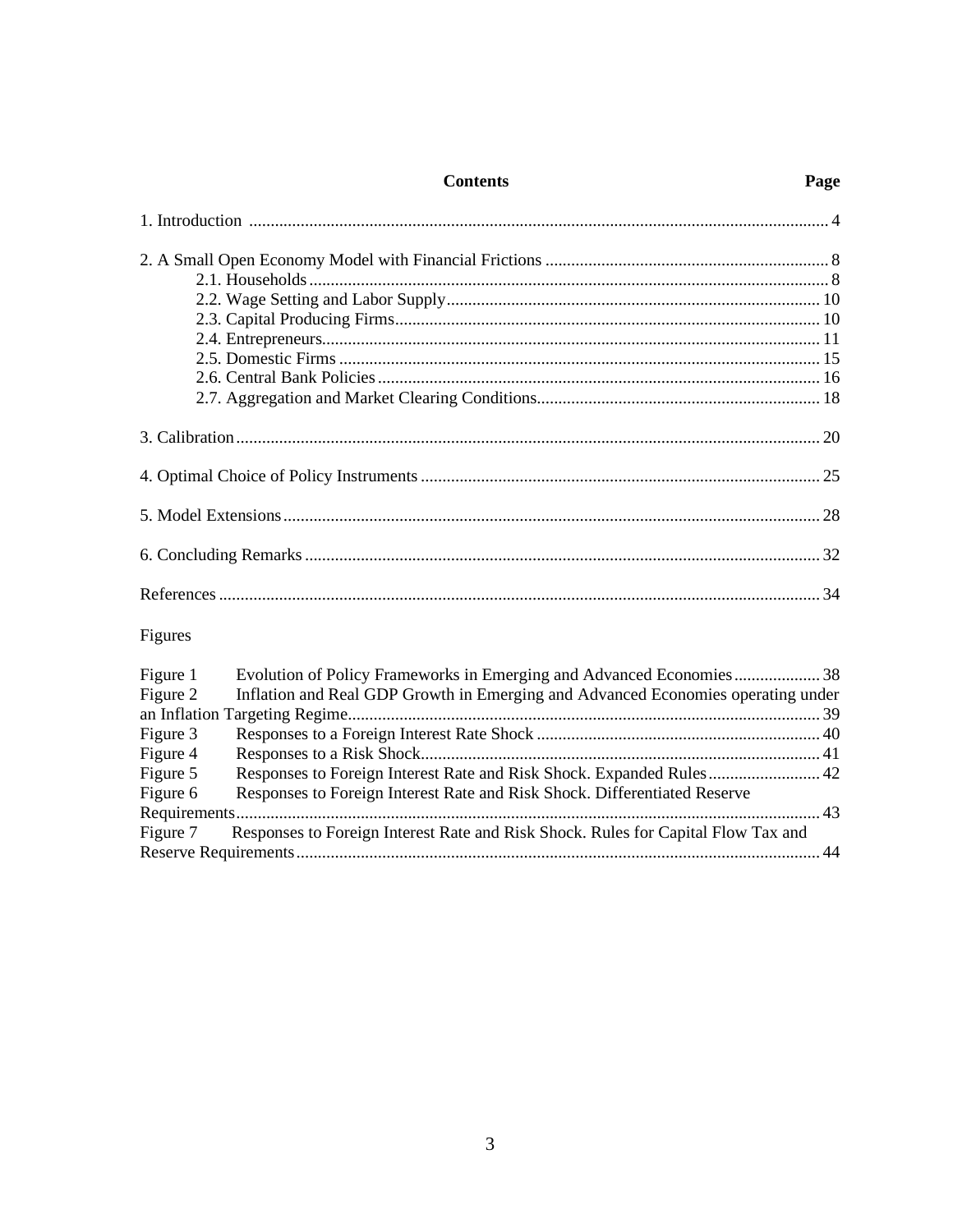# Contents

| Contents | Page |
|---|---|
| 1. Introduction | 4 |
| 2. A Small Open Economy Model with Financial Frictions | 8 |
| 2.1. Households | 8 |
| 2.2. Wage Setting and Labor Supply | 10 |
| 2.3. Capital Producing Firms | 10 |
| 2.4. Entrepreneurs | 11 |
| 2.5. Domestic Firms | 15 |
| 2.6. Central Bank Policies | 16 |
| 2.7. Aggregation and Market Clearing Conditions | 18 |
| 3. Calibration | 20 |
| 4. Optimal Choice of Policy Instruments | 25 |
| 5. Model Extensions | 28 |
| 6. Concluding Remarks | 32 |
| References | 34 |

Figures

| Figure | Title | Page |
|---|---|---|
| Figure 1 | Evolution of Policy Frameworks in Emerging and Advanced Economies | 38 |
| Figure 2 | Inflation and Real GDP Growth in Emerging and Advanced Economies operating under an Inflation Targeting Regime | 39 |
| Figure 3 | Responses to a Foreign Interest Rate Shock | 40 |
| Figure 4 | Responses to a Risk Shock | 41 |
| Figure 5 | Responses to Foreign Interest Rate and Risk Shock. Expanded Rules | 42 |
| Figure 6 | Responses to Foreign Interest Rate and Risk Shock. Differentiated Reserve Requirements | 43 |
| Figure 7 | Responses to Foreign Interest Rate and Risk Shock. Rules for Capital Flow Tax and Reserve Requirements | 44 |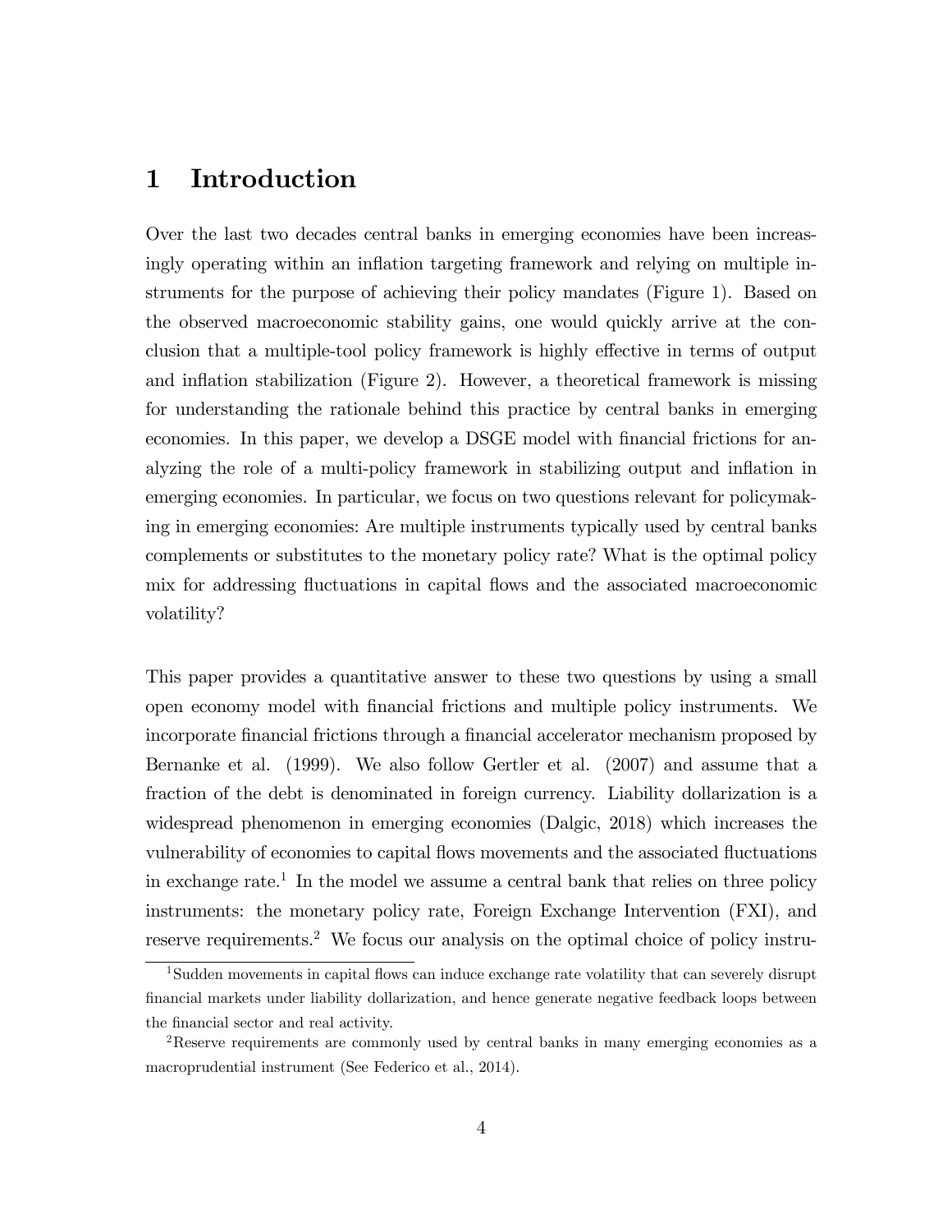# 1 Introduction

Over the last two decades central banks in emerging economies have been increasingly operating within an inflation targeting framework and relying on multiple instruments for the purpose of achieving their policy mandates (Figure 1). Based on the observed macroeconomic stability gains, one would quickly arrive at the conclusion that a multiple-tool policy framework is highly effective in terms of output and inflation stabilization (Figure 2). However, a theoretical framework is missing for understanding the rationale behind this practice by central banks in emerging economies. In this paper, we develop a DSGE model with financial frictions for analyzing the role of a multi-policy framework in stabilizing output and inflation in emerging economies. In particular, we focus on two questions relevant for policymaking in emerging economies: Are multiple instruments typically used by central banks complements or substitutes to the monetary policy rate? What is the optimal policy mix for addressing fluctuations in capital flows and the associated macroeconomic volatility?

This paper provides a quantitative answer to these two questions by using a small open economy model with financial frictions and multiple policy instruments. We incorporate financial frictions through a financial accelerator mechanism proposed by Bernanke et al. (1999). We also follow Gertler et al. (2007) and assume that a fraction of the debt is denominated in foreign currency. Liability dollarization is a widespread phenomenon in emerging economies (Dalgic, 2018) which increases the vulnerability of economies to capital flows movements and the associated fluctuations in exchange rate.[1] In the model we assume a central bank that relies on three policy instruments: the monetary policy rate, Foreign Exchange Intervention (FXI), and reserve requirements.[2] We focus our analysis on the optimal choice of policy instru-

[1] Sudden movements in capital flows can induce exchange rate volatility that can severely disrupt financial markets under liability dollarization, and hence generate negative feedback loops between the financial sector and real activity.

[2] Reserve requirements are commonly used by central banks in many emerging economies as a macroprudential instrument (See Federico et al., 2014).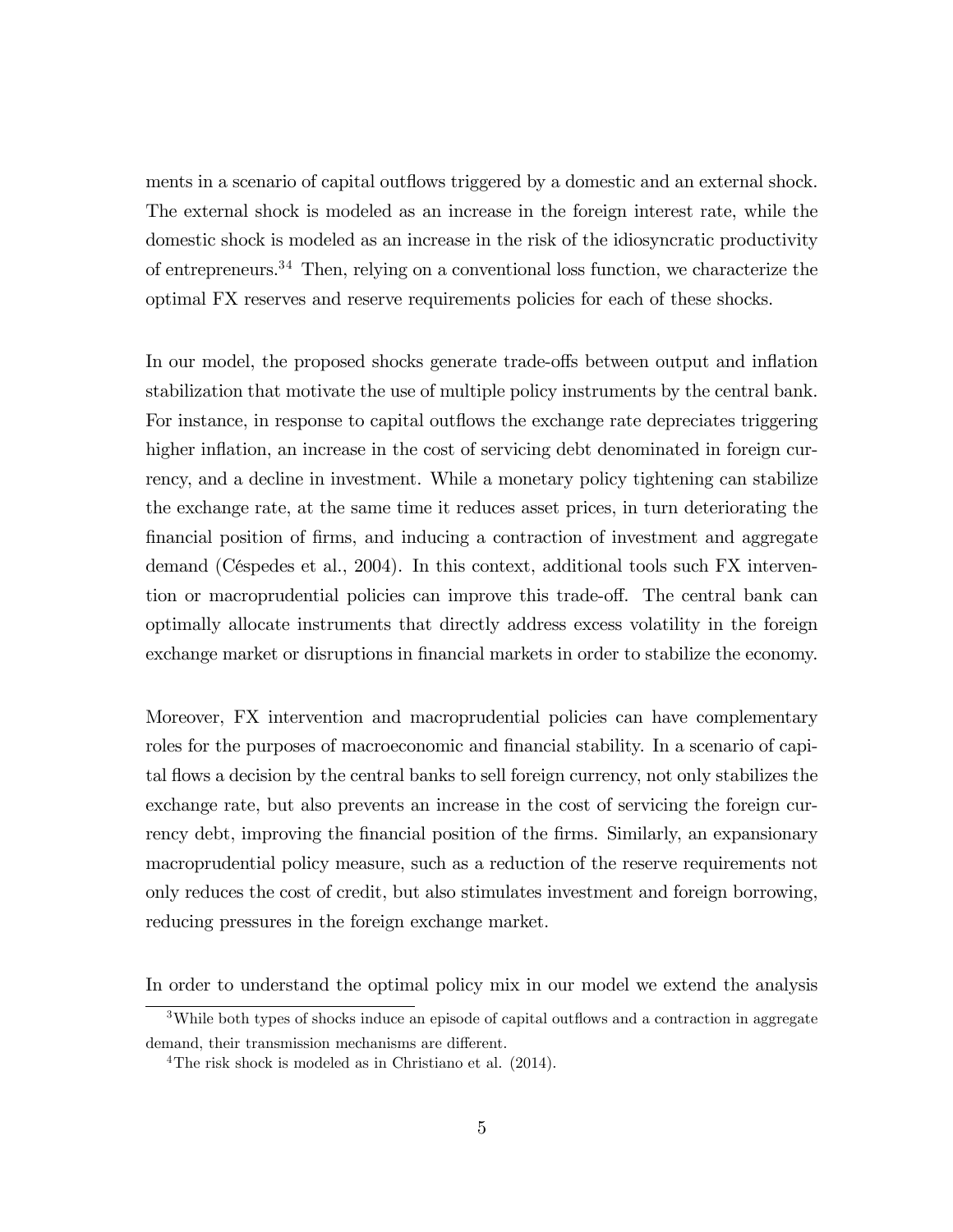ments in a scenario of capital outflows triggered by a domestic and an external shock. The external shock is modeled as an increase in the foreign interest rate, while the domestic shock is modeled as an increase in the risk of the idiosyncratic productivity of entrepreneurs.[3][4] Then, relying on a conventional loss function, we characterize the optimal FX reserves and reserve requirements policies for each of these shocks.

In our model, the proposed shocks generate trade-offs between output and inflation stabilization that motivate the use of multiple policy instruments by the central bank. For instance, in response to capital outflows the exchange rate depreciates triggering higher inflation, an increase in the cost of servicing debt denominated in foreign currency, and a decline in investment. While a monetary policy tightening can stabilize the exchange rate, at the same time it reduces asset prices, in turn deteriorating the financial position of firms, and inducing a contraction of investment and aggregate demand (Céspedes et al., 2004). In this context, additional tools such FX intervention or macroprudential policies can improve this trade-off. The central bank can optimally allocate instruments that directly address excess volatility in the foreign exchange market or disruptions in financial markets in order to stabilize the economy.

Moreover, FX intervention and macroprudential policies can have complementary roles for the purposes of macroeconomic and financial stability. In a scenario of capital flows a decision by the central banks to sell foreign currency, not only stabilizes the exchange rate, but also prevents an increase in the cost of servicing the foreign currency debt, improving the financial position of the firms. Similarly, an expansionary macroprudential policy measure, such as a reduction of the reserve requirements not only reduces the cost of credit, but also stimulates investment and foreign borrowing, reducing pressures in the foreign exchange market.

In order to understand the optimal policy mix in our model we extend the analysis

[3] While both types of shocks induce an episode of capital outflows and a contraction in aggregate demand, their transmission mechanisms are different.

[4] The risk shock is modeled as in Christiano et al. (2014).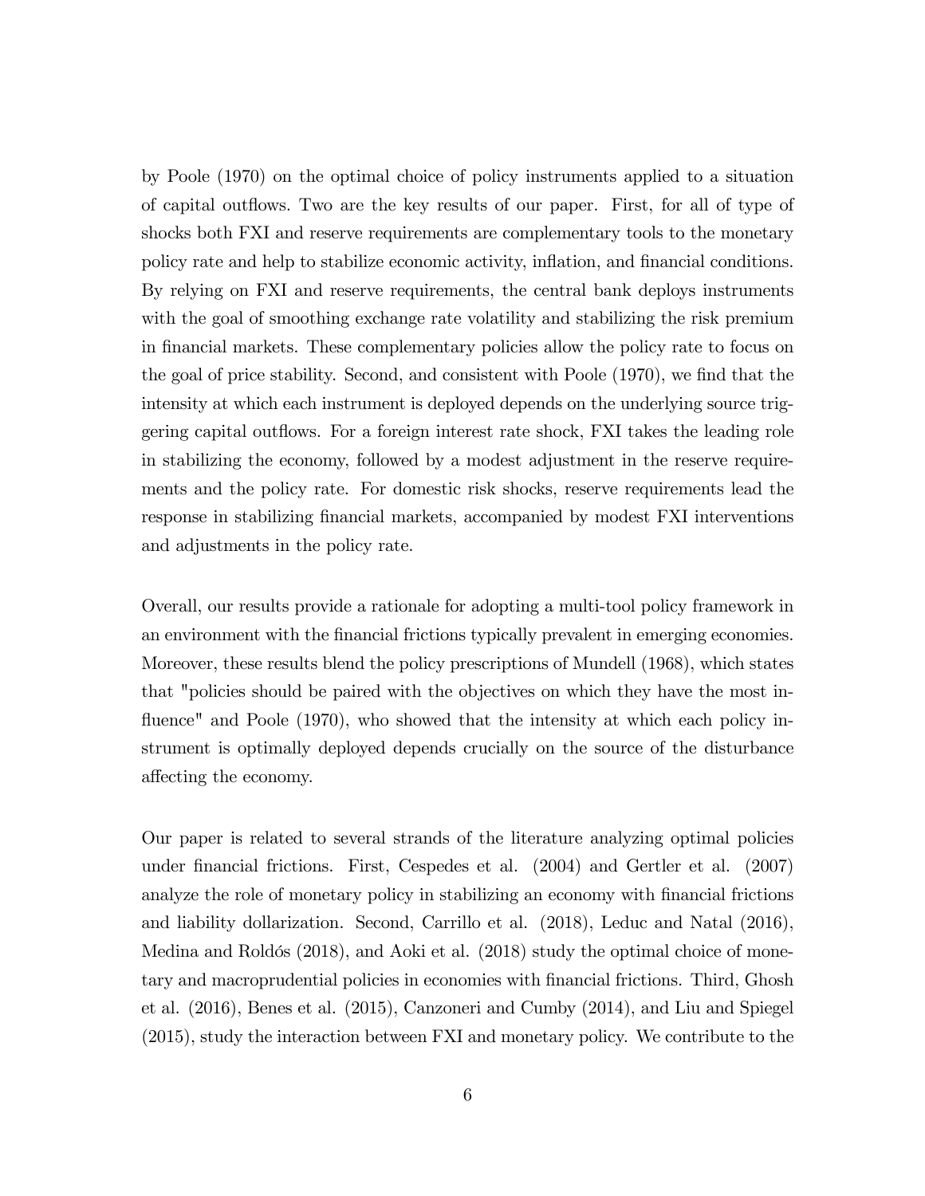by Poole (1970) on the optimal choice of policy instruments applied to a situation of capital outflows. Two are the key results of our paper. First, for all of type of shocks both FXI and reserve requirements are complementary tools to the monetary policy rate and help to stabilize economic activity, inflation, and financial conditions. By relying on FXI and reserve requirements, the central bank deploys instruments with the goal of smoothing exchange rate volatility and stabilizing the risk premium in financial markets. These complementary policies allow the policy rate to focus on the goal of price stability. Second, and consistent with Poole (1970), we find that the intensity at which each instrument is deployed depends on the underlying source triggering capital outflows. For a foreign interest rate shock, FXI takes the leading role in stabilizing the economy, followed by a modest adjustment in the reserve requirements and the policy rate. For domestic risk shocks, reserve requirements lead the response in stabilizing financial markets, accompanied by modest FXI interventions and adjustments in the policy rate.

Overall, our results provide a rationale for adopting a multi-tool policy framework in an environment with the financial frictions typically prevalent in emerging economies. Moreover, these results blend the policy prescriptions of Mundell (1968), which states that "policies should be paired with the objectives on which they have the most influence" and Poole (1970), who showed that the intensity at which each policy instrument is optimally deployed depends crucially on the source of the disturbance affecting the economy.

Our paper is related to several strands of the literature analyzing optimal policies under financial frictions. First, Cespedes et al. (2004) and Gertler et al. (2007) analyze the role of monetary policy in stabilizing an economy with financial frictions and liability dollarization. Second, Carrillo et al. (2018), Leduc and Natal (2016), Medina and Roldós (2018), and Aoki et al. (2018) study the optimal choice of monetary and macroprudential policies in economies with financial frictions. Third, Ghosh et al. (2016), Benes et al. (2015), Canzoneri and Cumby (2014), and Liu and Spiegel (2015), study the interaction between FXI and monetary policy. We contribute to the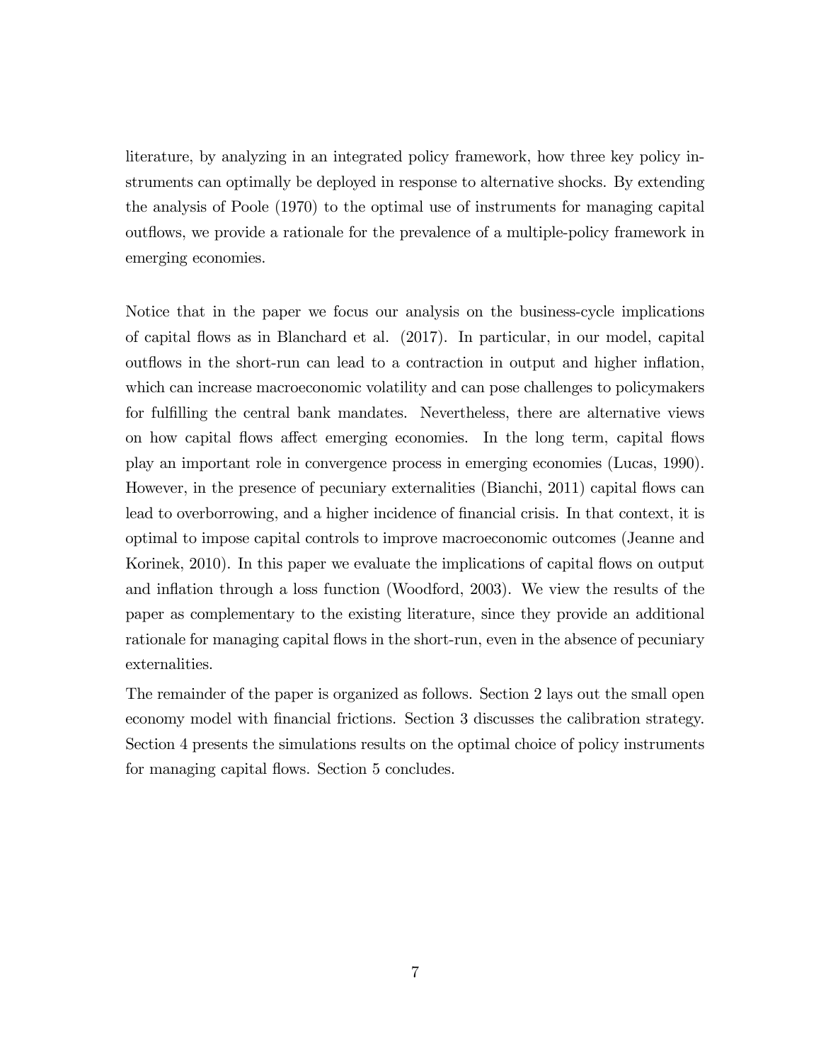literature, by analyzing in an integrated policy framework, how three key policy instruments can optimally be deployed in response to alternative shocks. By extending the analysis of Poole (1970) to the optimal use of instruments for managing capital outflows, we provide a rationale for the prevalence of a multiple-policy framework in emerging economies.

Notice that in the paper we focus our analysis on the business-cycle implications of capital flows as in Blanchard et al. (2017). In particular, in our model, capital outflows in the short-run can lead to a contraction in output and higher inflation, which can increase macroeconomic volatility and can pose challenges to policymakers for fulfilling the central bank mandates. Nevertheless, there are alternative views on how capital flows affect emerging economies. In the long term, capital flows play an important role in convergence process in emerging economies (Lucas, 1990). However, in the presence of pecuniary externalities (Bianchi, 2011) capital flows can lead to overborrowing, and a higher incidence of financial crisis. In that context, it is optimal to impose capital controls to improve macroeconomic outcomes (Jeanne and Korinek, 2010). In this paper we evaluate the implications of capital flows on output and inflation through a loss function (Woodford, 2003). We view the results of the paper as complementary to the existing literature, since they provide an additional rationale for managing capital flows in the short-run, even in the absence of pecuniary externalities.

The remainder of the paper is organized as follows. Section 2 lays out the small open economy model with financial frictions. Section 3 discusses the calibration strategy. Section 4 presents the simulations results on the optimal choice of policy instruments for managing capital flows. Section 5 concludes.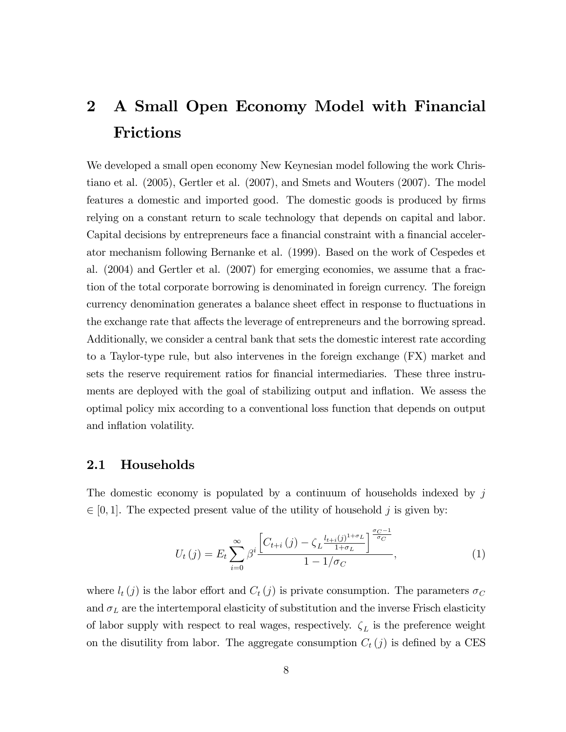# 2 A Small Open Economy Model with Financial Frictions

We developed a small open economy New Keynesian model following the work Christiano et al. (2005), Gertler et al. (2007), and Smets and Wouters (2007). The model features a domestic and imported good. The domestic goods is produced by firms relying on a constant return to scale technology that depends on capital and labor. Capital decisions by entrepreneurs face a financial constraint with a financial accelerator mechanism following Bernanke et al. (1999). Based on the work of Cespedes et al. (2004) and Gertler et al. (2007) for emerging economies, we assume that a fraction of the total corporate borrowing is denominated in foreign currency. The foreign currency denomination generates a balance sheet effect in response to fluctuations in the exchange rate that affects the leverage of entrepreneurs and the borrowing spread. Additionally, we consider a central bank that sets the domestic interest rate according to a Taylor-type rule, but also intervenes in the foreign exchange (FX) market and sets the reserve requirement ratios for financial intermediaries. These three instruments are deployed with the goal of stabilizing output and inflation. We assess the optimal policy mix according to a conventional loss function that depends on output and inflation volatility.

## 2.1 Households

The domestic economy is populated by a continuum of households indexed by $j \in [0, 1]$. The expected present value of the utility of household $j$ is given by:

$$U_t(j) = E_t \sum_{i=0}^{\infty} \beta^i \frac{\left[ C_{t+i}(j) - \zeta_L \frac{l_{t+i}(j)^{1+\sigma_L}}{1+\sigma_L} \right]^{\frac{\sigma_C - 1}{\sigma_C}}}{1 - 1/\sigma_C}, \tag{1}$$

where $l_t(j)$ is the labor effort and $C_t(j)$ is private consumption. The parameters $\sigma_C$ and $\sigma_L$ are the intertemporal elasticity of substitution and the inverse Frisch elasticity of labor supply with respect to real wages, respectively. $\zeta_L$ is the preference weight on the disutility from labor. The aggregate consumption $C_t(j)$ is defined by a CES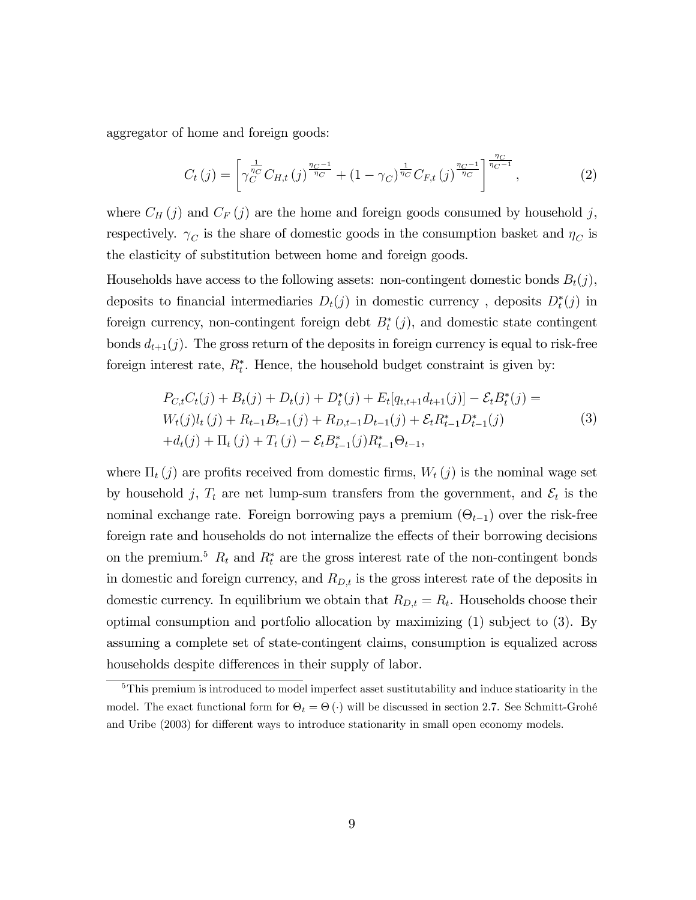aggregator of home and foreign goods:

$$C_t(j) = \left[ \gamma_C^{\frac{1}{\eta_C}} C_{H,t}(j)^{\frac{\eta_C - 1}{\eta_C}} + (1 - \gamma_C)^{\frac{1}{\eta_C}} C_{F,t}(j)^{\frac{\eta_C - 1}{\eta_C}} \right]^{\frac{\eta_C}{\eta_C - 1}}, \tag{2}$$

where $C_H(j)$ and $C_F(j)$ are the home and foreign goods consumed by household $j$, respectively. $\gamma_C$ is the share of domestic goods in the consumption basket and $\eta_C$ is the elasticity of substitution between home and foreign goods.

Households have access to the following assets: non-contingent domestic bonds $B_t(j)$, deposits to financial intermediaries $D_t(j)$ in domestic currency , deposits $D_t^*(j)$ in foreign currency, non-contingent foreign debt $B_t^*(j)$, and domestic state contingent bonds $d_{t+1}(j)$. The gross return of the deposits in foreign currency is equal to risk-free foreign interest rate, $R_t^*$. Hence, the household budget constraint is given by:

$$\begin{aligned} &P_{C,t}C_t(j) + B_t(j) + D_t(j) + D_t^*(j) + E_t[q_{t,t+1}d_{t+1}(j)] - \mathcal{E}_t B_t^*(j) = \\ &W_t(j)l_t(j) + R_{t-1}B_{t-1}(j) + R_{D,t-1}D_{t-1}(j) + \mathcal{E}_t R_{t-1}^* D_{t-1}^*(j) \\ &+ d_t(j) + \Pi_t(j) + T_t(j) - \mathcal{E}_t B_{t-1}^*(j) R_{t-1}^* \Theta_{t-1}, \end{aligned} \tag{3}$$

where $\Pi_t(j)$ are profits received from domestic firms, $W_t(j)$ is the nominal wage set by household $j$, $T_t$ are net lump-sum transfers from the government, and $\mathcal{E}_t$ is the nominal exchange rate. Foreign borrowing pays a premium ($\Theta_{t-1}$) over the risk-free foreign rate and households do not internalize the effects of their borrowing decisions on the premium.[5] $R_t$ and $R_t^*$ are the gross interest rate of the non-contingent bonds in domestic and foreign currency, and $R_{D,t}$ is the gross interest rate of the deposits in domestic currency. In equilibrium we obtain that $R_{D,t} = R_t$. Households choose their optimal consumption and portfolio allocation by maximizing (1) subject to (3). By assuming a complete set of state-contingent claims, consumption is equalized across households despite differences in their supply of labor.

[5] This premium is introduced to model imperfect asset sustitutability and induce statioarity in the model. The exact functional form for $\Theta_t = \Theta(\cdot)$ will be discussed in section 2.7. See Schmitt-Grohé and Uribe (2003) for different ways to introduce stationarity in small open economy models.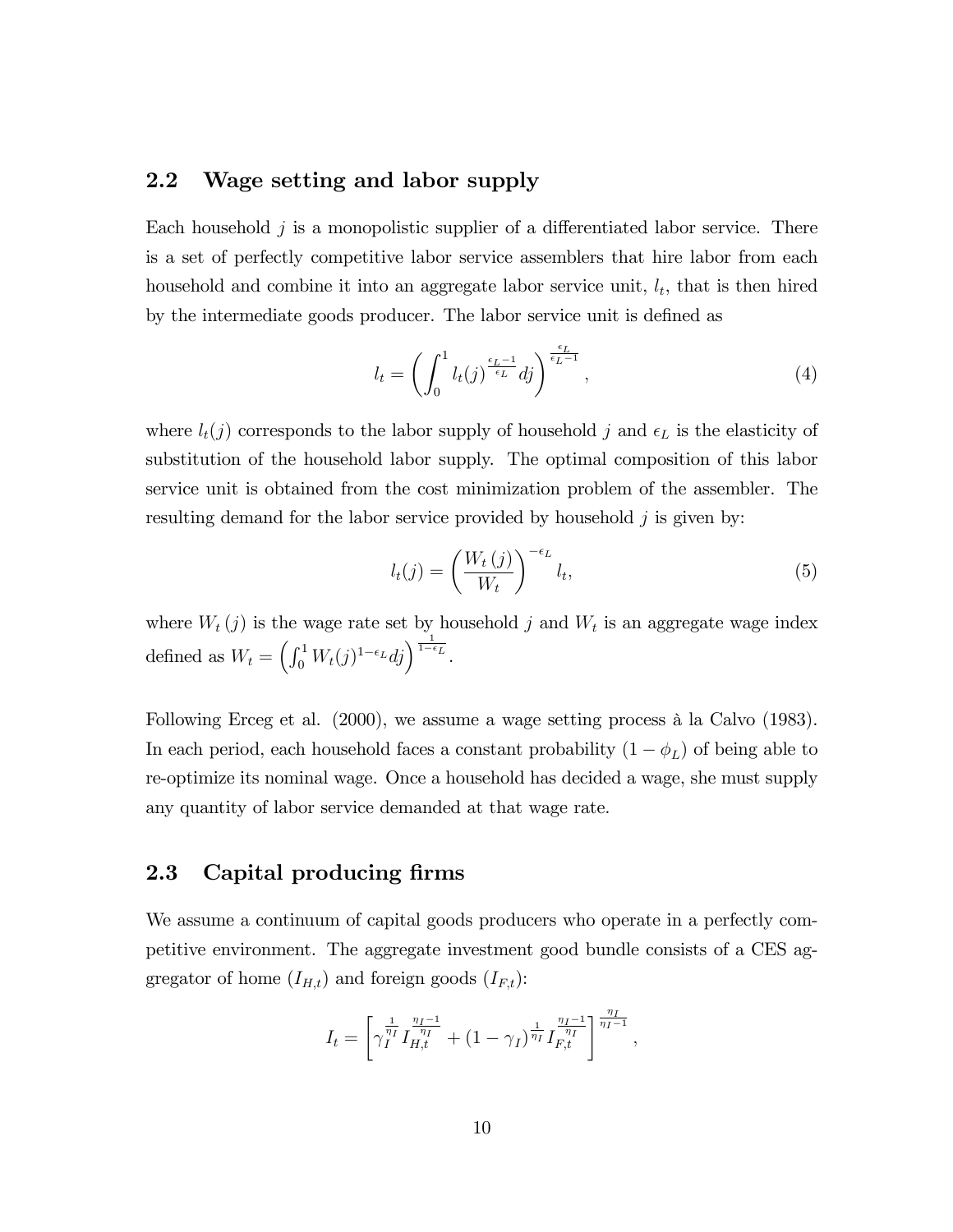## 2.2 Wage setting and labor supply

Each household $j$ is a monopolistic supplier of a differentiated labor service. There is a set of perfectly competitive labor service assemblers that hire labor from each household and combine it into an aggregate labor service unit, $l_t$, that is then hired by the intermediate goods producer. The labor service unit is defined as

$$l_t = \left( \int_0^1 l_t(j)^{\frac{\epsilon_L - 1}{\epsilon_L}} dj \right)^{\frac{\epsilon_L}{\epsilon_L - 1}}, \tag{4}$$

where $l_t(j)$ corresponds to the labor supply of household $j$ and $\epsilon_L$ is the elasticity of substitution of the household labor supply. The optimal composition of this labor service unit is obtained from the cost minimization problem of the assembler. The resulting demand for the labor service provided by household $j$ is given by:

$$l_t(j) = \left( \frac{W_t(j)}{W_t} \right)^{-\epsilon_L} l_t, \tag{5}$$

where $W_t(j)$ is the wage rate set by household $j$ and $W_t$ is an aggregate wage index defined as $W_t = \left( \int_0^1 W_t(j)^{1-\epsilon_L} dj \right)^{\frac{1}{1-\epsilon_L}}$.

Following Erceg et al. (2000), we assume a wage setting process à la Calvo (1983). In each period, each household faces a constant probability $(1 - \phi_L)$ of being able to re-optimize its nominal wage. Once a household has decided a wage, she must supply any quantity of labor service demanded at that wage rate.

## 2.3 Capital producing firms

We assume a continuum of capital goods producers who operate in a perfectly competitive environment. The aggregate investment good bundle consists of a CES aggregator of home $(I_{H,t})$ and foreign goods $(I_{F,t})$:

$$I_t = \left[ \gamma_I^{\frac{1}{\eta_I}} I_{H,t}^{\frac{\eta_I - 1}{\eta_I}} + (1 - \gamma_I)^{\frac{1}{\eta_I}} I_{F,t}^{\frac{\eta_I - 1}{\eta_I}} \right]^{\frac{\eta_I}{\eta_I - 1}},$$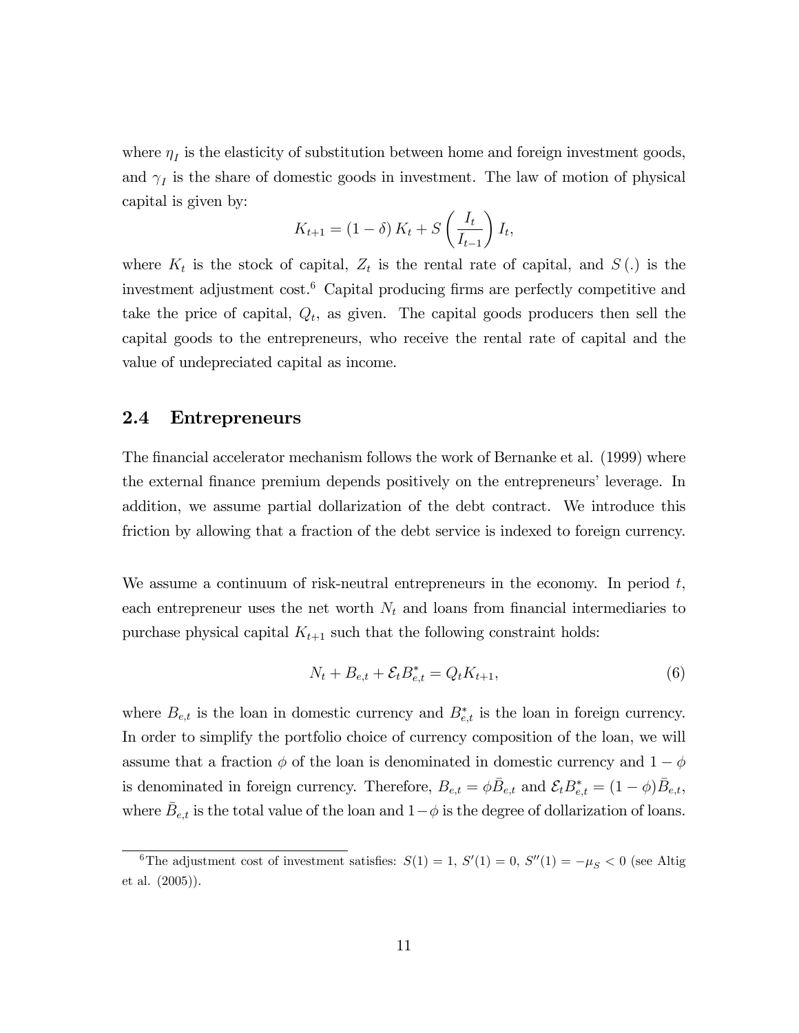where $\eta_I$ is the elasticity of substitution between home and foreign investment goods, and $\gamma_I$ is the share of domestic goods in investment. The law of motion of physical capital is given by:

$$K_{t+1} = (1-\delta) K_t + S\left(\frac{I_t}{I_{t-1}}\right) I_t,$$

where $K_t$ is the stock of capital, $Z_t$ is the rental rate of capital, and $S(.)$ is the investment adjustment cost.[6] Capital producing firms are perfectly competitive and take the price of capital, $Q_t$, as given. The capital goods producers then sell the capital goods to the entrepreneurs, who receive the rental rate of capital and the value of undepreciated capital as income.

## 2.4 Entrepreneurs

The financial accelerator mechanism follows the work of Bernanke et al. (1999) where the external finance premium depends positively on the entrepreneurs' leverage. In addition, we assume partial dollarization of the debt contract. We introduce this friction by allowing that a fraction of the debt service is indexed to foreign currency.

We assume a continuum of risk-neutral entrepreneurs in the economy. In period $t$, each entrepreneur uses the net worth $N_t$ and loans from financial intermediaries to purchase physical capital $K_{t+1}$ such that the following constraint holds:

$$N_t + B_{e,t} + \mathcal{E}_t B^*_{e,t} = Q_t K_{t+1}, \tag{6}$$

where $B_{e,t}$ is the loan in domestic currency and $B^*_{e,t}$ is the loan in foreign currency. In order to simplify the portfolio choice of currency composition of the loan, we will assume that a fraction $\phi$ of the loan is denominated in domestic currency and $1-\phi$ is denominated in foreign currency. Therefore, $B_{e,t} = \phi \bar{B}_{e,t}$ and $\mathcal{E}_t B^*_{e,t} = (1-\phi)\bar{B}_{e,t}$, where $\bar{B}_{e,t}$ is the total value of the loan and $1-\phi$ is the degree of dollarization of loans.

[6] The adjustment cost of investment satisfies: $S(1) = 1$, $S'(1) = 0$, $S''(1) = -\mu_S < 0$ (see Altig et al. (2005)).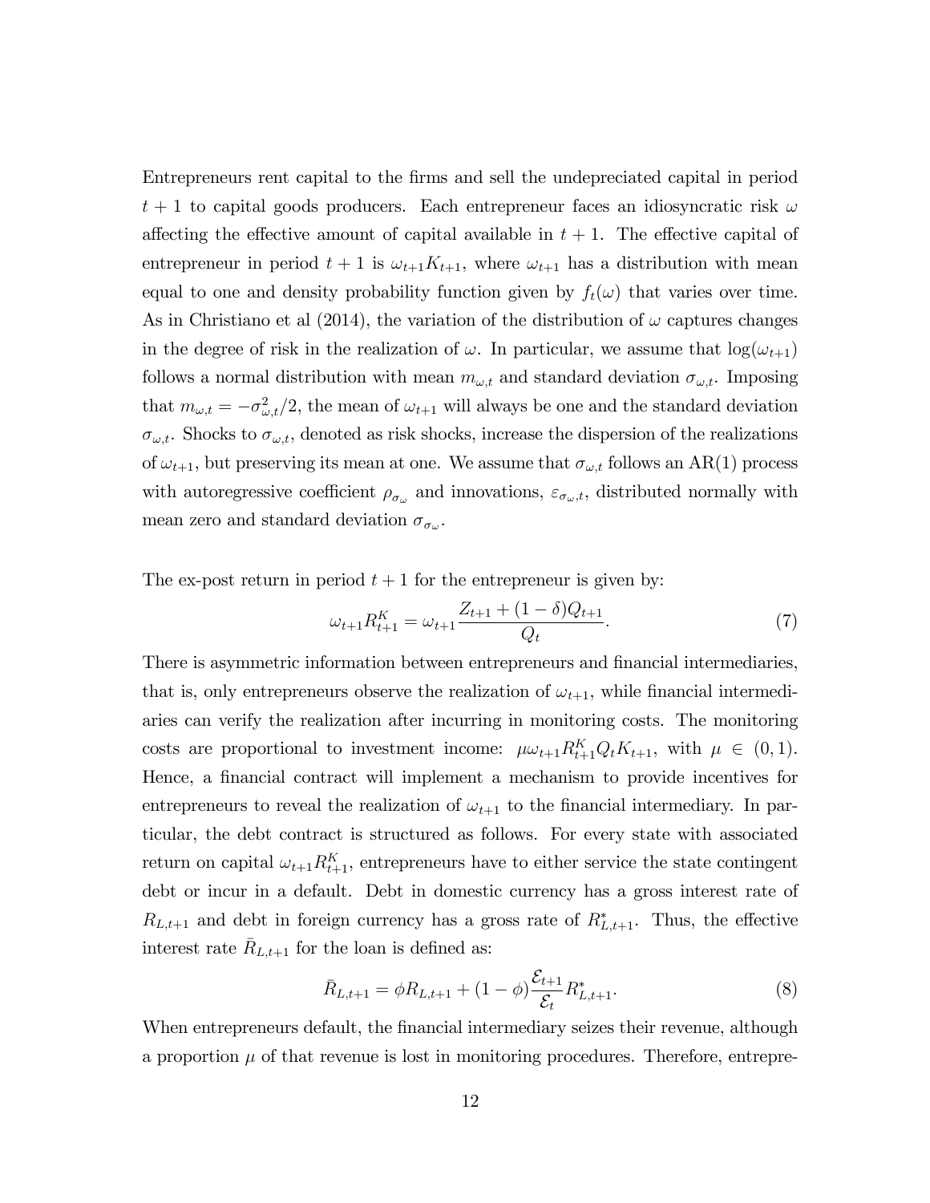Entrepreneurs rent capital to the firms and sell the undepreciated capital in period $t+1$ to capital goods producers. Each entrepreneur faces an idiosyncratic risk $\omega$ affecting the effective amount of capital available in $t+1$. The effective capital of entrepreneur in period $t+1$ is $\omega_{t+1}K_{t+1}$, where $\omega_{t+1}$ has a distribution with mean equal to one and density probability function given by $f_t(\omega)$ that varies over time. As in Christiano et al (2014), the variation of the distribution of $\omega$ captures changes in the degree of risk in the realization of $\omega$. In particular, we assume that $\log(\omega_{t+1})$ follows a normal distribution with mean $m_{\omega,t}$ and standard deviation $\sigma_{\omega,t}$. Imposing that $m_{\omega,t} = -\sigma^2_{\omega,t}/2$, the mean of $\omega_{t+1}$ will always be one and the standard deviation $\sigma_{\omega,t}$. Shocks to $\sigma_{\omega,t}$, denoted as risk shocks, increase the dispersion of the realizations of $\omega_{t+1}$, but preserving its mean at one. We assume that $\sigma_{\omega,t}$ follows an AR(1) process with autoregressive coefficient $\rho_{\sigma_\omega}$ and innovations, $\varepsilon_{\sigma_\omega,t}$, distributed normally with mean zero and standard deviation $\sigma_{\sigma_\omega}$.

The ex-post return in period $t+1$ for the entrepreneur is given by:

$$\omega_{t+1}R^K_{t+1} = \omega_{t+1}\frac{Z_{t+1} + (1-\delta)Q_{t+1}}{Q_t}. \tag{7}$$

There is asymmetric information between entrepreneurs and financial intermediaries, that is, only entrepreneurs observe the realization of $\omega_{t+1}$, while financial intermediaries can verify the realization after incurring in monitoring costs. The monitoring costs are proportional to investment income: $\mu\omega_{t+1}R^K_{t+1}Q_tK_{t+1}$, with $\mu \in (0,1)$. Hence, a financial contract will implement a mechanism to provide incentives for entrepreneurs to reveal the realization of $\omega_{t+1}$ to the financial intermediary. In particular, the debt contract is structured as follows. For every state with associated return on capital $\omega_{t+1}R^K_{t+1}$, entrepreneurs have to either service the state contingent debt or incur in a default. Debt in domestic currency has a gross interest rate of $R_{L,t+1}$ and debt in foreign currency has a gross rate of $R^*_{L,t+1}$. Thus, the effective interest rate $\bar{R}_{L,t+1}$ for the loan is defined as:

$$\bar{R}_{L,t+1} = \phi R_{L,t+1} + (1-\phi)\frac{\mathcal{E}_{t+1}}{\mathcal{E}_t}R^*_{L,t+1}. \tag{8}$$

When entrepreneurs default, the financial intermediary seizes their revenue, although a proportion $\mu$ of that revenue is lost in monitoring procedures. Therefore, entrepre-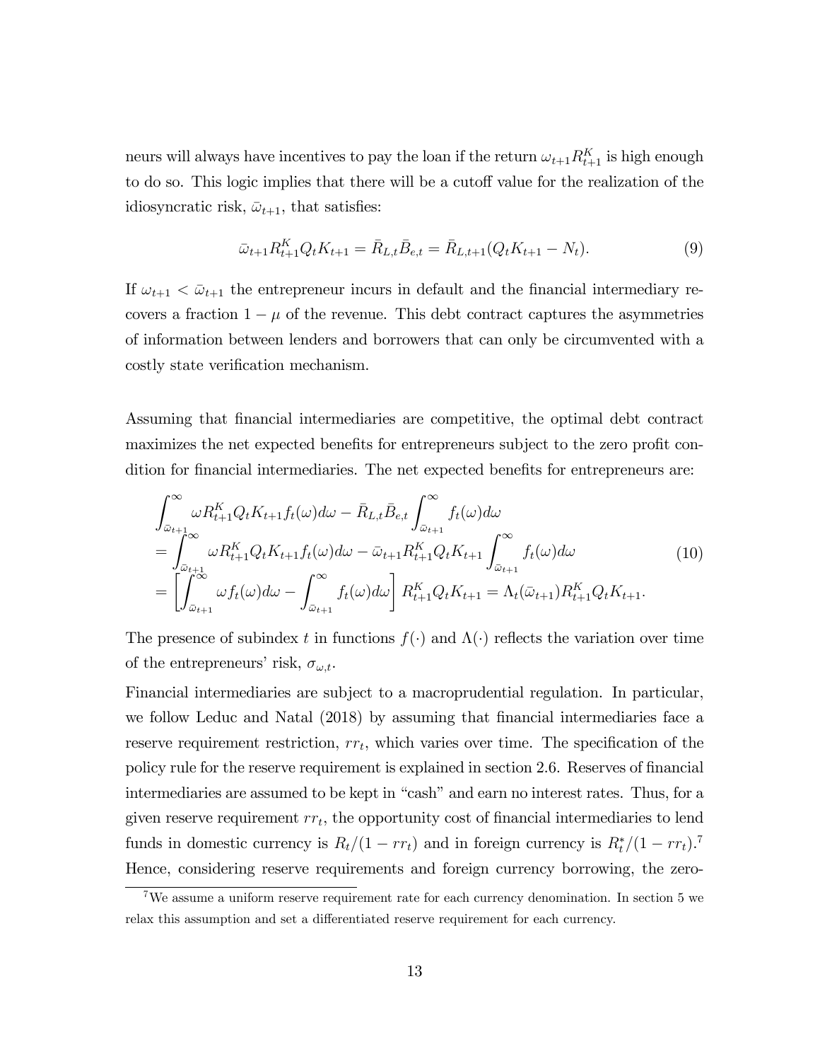neurs will always have incentives to pay the loan if the return $\omega_{t+1}R^K_{t+1}$ is high enough to do so. This logic implies that there will be a cutoff value for the realization of the idiosyncratic risk, $\bar{\omega}_{t+1}$, that satisfies:

$$\bar{\omega}_{t+1}R^K_{t+1}Q_tK_{t+1} = \bar{R}_{L,t}\bar{B}_{e,t} = \bar{R}_{L,t+1}(Q_tK_{t+1} - N_t). \tag{9}$$

If $\omega_{t+1} < \bar{\omega}_{t+1}$ the entrepreneur incurs in default and the financial intermediary recovers a fraction $1-\mu$ of the revenue. This debt contract captures the asymmetries of information between lenders and borrowers that can only be circumvented with a costly state verification mechanism.

Assuming that financial intermediaries are competitive, the optimal debt contract maximizes the net expected benefits for entrepreneurs subject to the zero profit condition for financial intermediaries. The net expected benefits for entrepreneurs are:

$$\begin{aligned}
&\int_{\bar{\omega}_{t+1}}^{\infty} \omega R^K_{t+1}Q_tK_{t+1}f_t(\omega)d\omega - \bar{R}_{L,t}\bar{B}_{e,t}\int_{\bar{\omega}_{t+1}}^{\infty} f_t(\omega)d\omega \\
&= \int_{\bar{\omega}_{t+1}}^{\infty} \omega R^K_{t+1}Q_tK_{t+1}f_t(\omega)d\omega - \bar{\omega}_{t+1}R^K_{t+1}Q_tK_{t+1}\int_{\bar{\omega}_{t+1}}^{\infty} f_t(\omega)d\omega \\
&= \left[\int_{\bar{\omega}_{t+1}}^{\infty} \omega f_t(\omega)d\omega - \int_{\bar{\omega}_{t+1}}^{\infty} f_t(\omega)d\omega\right] R^K_{t+1}Q_tK_{t+1} = \Lambda_t(\bar{\omega}_{t+1})R^K_{t+1}Q_tK_{t+1}.
\end{aligned} \tag{10}$$

The presence of subindex $t$ in functions $f(\cdot)$ and $\Lambda(\cdot)$ reflects the variation over time of the entrepreneurs' risk, $\sigma_{\omega,t}$.

Financial intermediaries are subject to a macroprudential regulation. In particular, we follow Leduc and Natal (2018) by assuming that financial intermediaries face a reserve requirement restriction, $rr_t$, which varies over time. The specification of the policy rule for the reserve requirement is explained in section 2.6. Reserves of financial intermediaries are assumed to be kept in "cash" and earn no interest rates. Thus, for a given reserve requirement $rr_t$, the opportunity cost of financial intermediaries to lend funds in domestic currency is $R_t/(1-rr_t)$ and in foreign currency is $R^*_t/(1-rr_t)$.[7] Hence, considering reserve requirements and foreign currency borrowing, the zero-

[7] We assume a uniform reserve requirement rate for each currency denomination. In section 5 we relax this assumption and set a differentiated reserve requirement for each currency.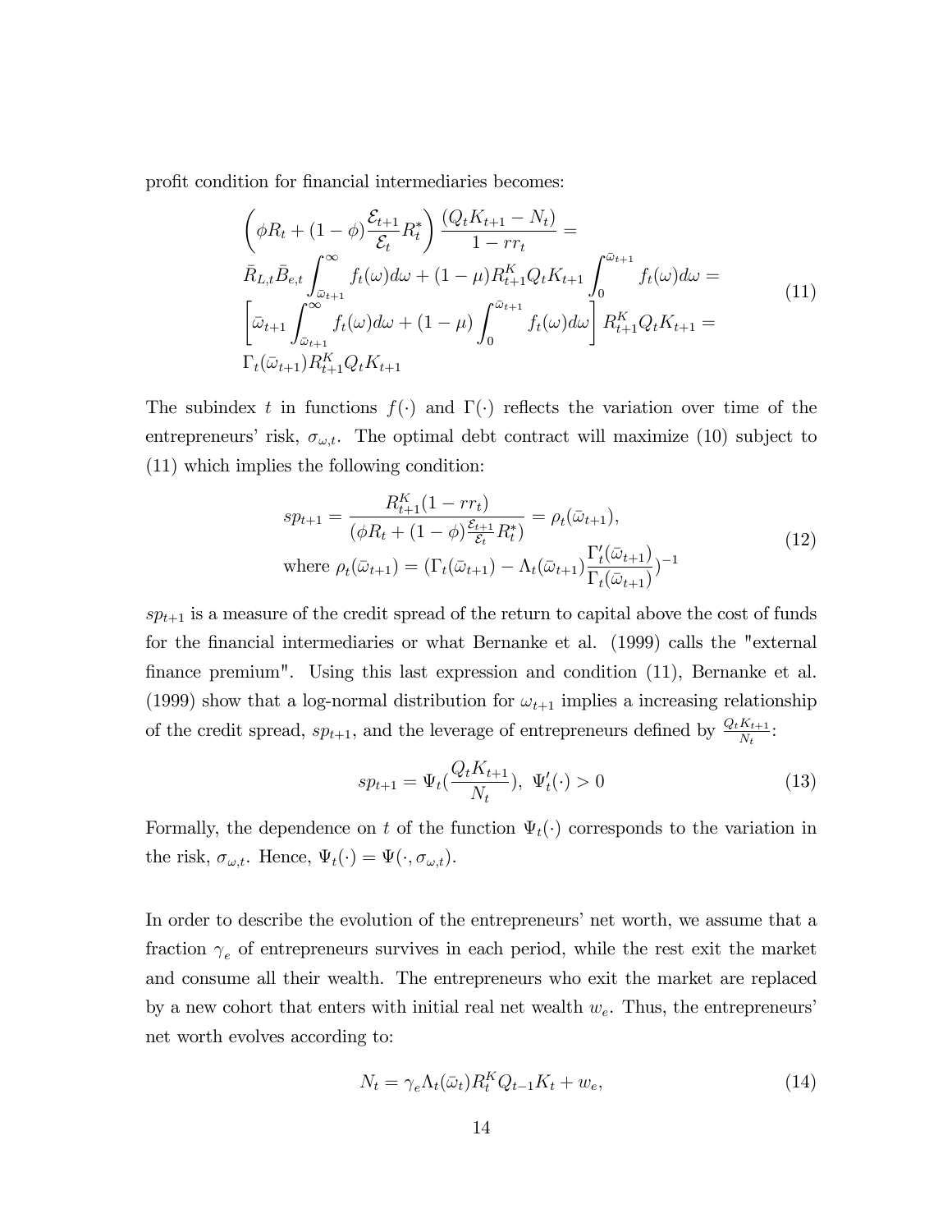profit condition for financial intermediaries becomes:

$$
\begin{aligned}
&\left(\phi R_t + (1-\phi)\frac{\mathcal{E}_{t+1}}{\mathcal{E}_t}R_t^*\right)\frac{(Q_t K_{t+1} - N_t)}{1 - rr_t} = \\
&\bar{R}_{L,t}\bar{B}_{e,t}\int_{\bar{\omega}_{t+1}}^{\infty} f_t(\omega)d\omega + (1-\mu)R_{t+1}^K Q_t K_{t+1}\int_0^{\bar{\omega}_{t+1}} f_t(\omega)d\omega = \\
&\left[\bar{\omega}_{t+1}\int_{\bar{\omega}_{t+1}}^{\infty} f_t(\omega)d\omega + (1-\mu)\int_0^{\bar{\omega}_{t+1}} f_t(\omega)d\omega\right] R_{t+1}^K Q_t K_{t+1} = \\
&\Gamma_t(\bar{\omega}_{t+1})R_{t+1}^K Q_t K_{t+1}
\end{aligned}
\tag{11}
$$

The subindex $t$ in functions $f(\cdot)$ and $\Gamma(\cdot)$ reflects the variation over time of the entrepreneurs' risk, $\sigma_{\omega,t}$. The optimal debt contract will maximize (10) subject to (11) which implies the following condition:

$$
\begin{aligned}
&sp_{t+1} = \frac{R_{t+1}^K(1 - rr_t)}{(\phi R_t + (1-\phi)\frac{\mathcal{E}_{t+1}}{\mathcal{E}_t}R_t^*)} = \rho_t(\bar{\omega}_{t+1}), \\
&\text{where } \rho_t(\bar{\omega}_{t+1}) = (\Gamma_t(\bar{\omega}_{t+1}) - \Lambda_t(\bar{\omega}_{t+1})\frac{\Gamma_t'(\bar{\omega}_{t+1})}{\Gamma_t(\bar{\omega}_{t+1})})^{-1}
\end{aligned}
\tag{12}
$$

$sp_{t+1}$ is a measure of the credit spread of the return to capital above the cost of funds for the financial intermediaries or what Bernanke et al. (1999) calls the "external finance premium". Using this last expression and condition (11), Bernanke et al. (1999) show that a log-normal distribution for $\omega_{t+1}$ implies a increasing relationship of the credit spread, $sp_{t+1}$, and the leverage of entrepreneurs defined by $\frac{Q_t K_{t+1}}{N_t}$:

$$
sp_{t+1} = \Psi_t(\frac{Q_t K_{t+1}}{N_t}),\ \Psi_t'(\cdot) > 0 \tag{13}
$$

Formally, the dependence on $t$ of the function $\Psi_t(\cdot)$ corresponds to the variation in the risk, $\sigma_{\omega,t}$. Hence, $\Psi_t(\cdot) = \Psi(\cdot, \sigma_{\omega,t})$.

In order to describe the evolution of the entrepreneurs' net worth, we assume that a fraction $\gamma_e$ of entrepreneurs survives in each period, while the rest exit the market and consume all their wealth. The entrepreneurs who exit the market are replaced by a new cohort that enters with initial real net wealth $w_e$. Thus, the entrepreneurs' net worth evolves according to:

$$
N_t = \gamma_e \Lambda_t(\bar{\omega}_t)R_t^K Q_{t-1}K_t + w_e, \tag{14}
$$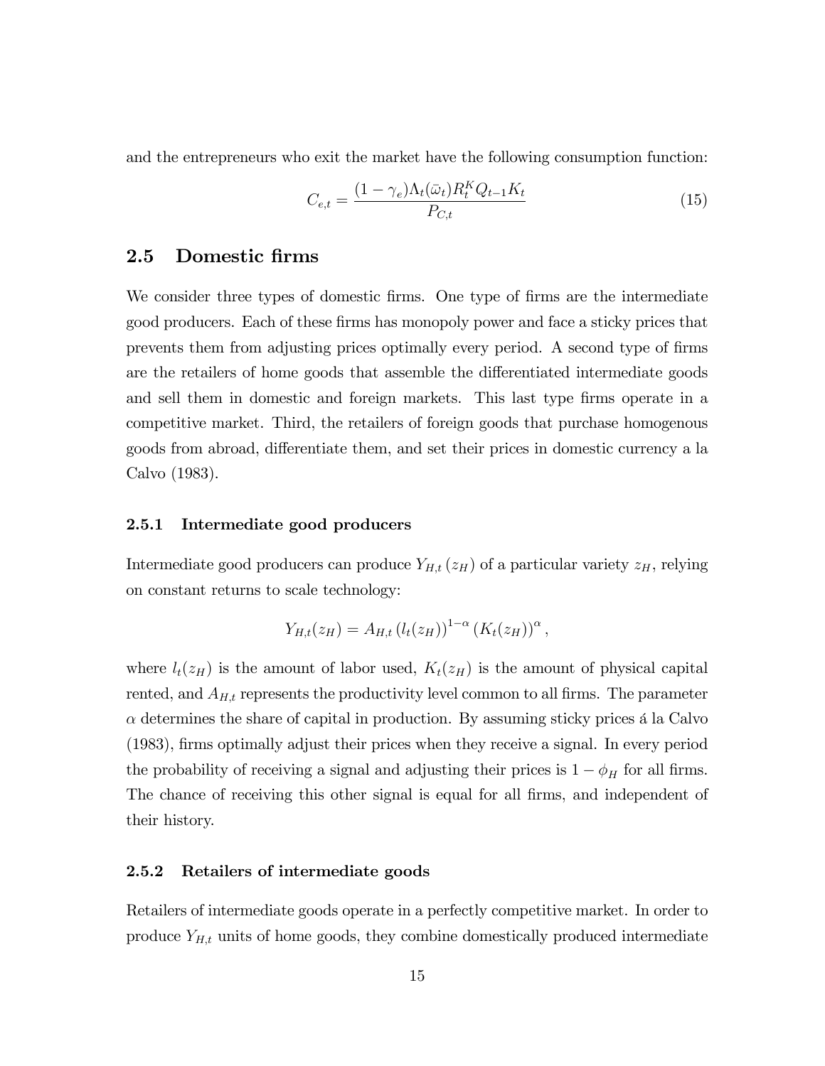and the entrepreneurs who exit the market have the following consumption function:

$$C_{e,t} = \frac{(1-\gamma_e)\Lambda_t(\bar{\omega}_t)R_t^K Q_{t-1}K_t}{P_{C,t}} \tag{15}$$

## 2.5 Domestic firms

We consider three types of domestic firms. One type of firms are the intermediate good producers. Each of these firms has monopoly power and face a sticky prices that prevents them from adjusting prices optimally every period. A second type of firms are the retailers of home goods that assemble the differentiated intermediate goods and sell them in domestic and foreign markets. This last type firms operate in a competitive market. Third, the retailers of foreign goods that purchase homogenous goods from abroad, differentiate them, and set their prices in domestic currency a la Calvo (1983).

### 2.5.1 Intermediate good producers

Intermediate good producers can produce $Y_{H,t}(z_H)$ of a particular variety $z_H$, relying on constant returns to scale technology:

$$Y_{H,t}(z_H) = A_{H,t}\left(l_t(z_H)\right)^{1-\alpha}\left(K_t(z_H)\right)^{\alpha},$$

where $l_t(z_H)$ is the amount of labor used, $K_t(z_H)$ is the amount of physical capital rented, and $A_{H,t}$ represents the productivity level common to all firms. The parameter $\alpha$ determines the share of capital in production. By assuming sticky prices á la Calvo (1983), firms optimally adjust their prices when they receive a signal. In every period the probability of receiving a signal and adjusting their prices is $1-\phi_H$ for all firms. The chance of receiving this other signal is equal for all firms, and independent of their history.

### 2.5.2 Retailers of intermediate goods

Retailers of intermediate goods operate in a perfectly competitive market. In order to produce $Y_{H,t}$ units of home goods, they combine domestically produced intermediate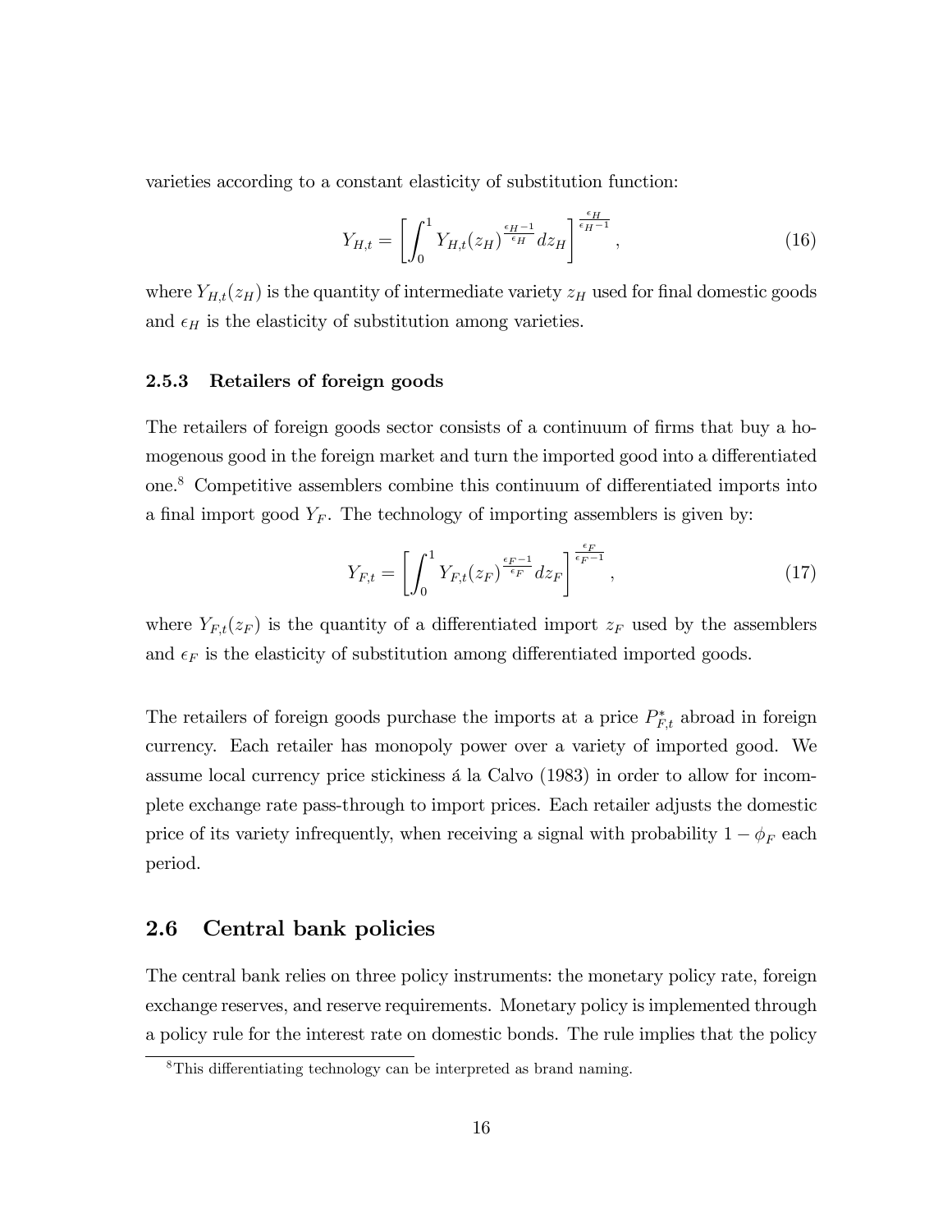varieties according to a constant elasticity of substitution function:

$$Y_{H,t} = \left[ \int_0^1 Y_{H,t}(z_H)^{\frac{\epsilon_H - 1}{\epsilon_H}} dz_H \right]^{\frac{\epsilon_H}{\epsilon_H - 1}}, \tag{16}$$

where $Y_{H,t}(z_H)$ is the quantity of intermediate variety $z_H$ used for final domestic goods and $\epsilon_H$ is the elasticity of substitution among varieties.

### 2.5.3 Retailers of foreign goods

The retailers of foreign goods sector consists of a continuum of firms that buy a homogenous good in the foreign market and turn the imported good into a differentiated one.[8] Competitive assemblers combine this continuum of differentiated imports into a final import good $Y_F$. The technology of importing assemblers is given by:

$$Y_{F,t} = \left[ \int_0^1 Y_{F,t}(z_F)^{\frac{\epsilon_F - 1}{\epsilon_F}} dz_F \right]^{\frac{\epsilon_F}{\epsilon_F - 1}}, \tag{17}$$

where $Y_{F,t}(z_F)$ is the quantity of a differentiated import $z_F$ used by the assemblers and $\epsilon_F$ is the elasticity of substitution among differentiated imported goods.

The retailers of foreign goods purchase the imports at a price $P^*_{F,t}$ abroad in foreign currency. Each retailer has monopoly power over a variety of imported good. We assume local currency price stickiness á la Calvo (1983) in order to allow for incomplete exchange rate pass-through to import prices. Each retailer adjusts the domestic price of its variety infrequently, when receiving a signal with probability $1 - \phi_F$ each period.

## 2.6 Central bank policies

The central bank relies on three policy instruments: the monetary policy rate, foreign exchange reserves, and reserve requirements. Monetary policy is implemented through a policy rule for the interest rate on domestic bonds. The rule implies that the policy

[8] This differentiating technology can be interpreted as brand naming.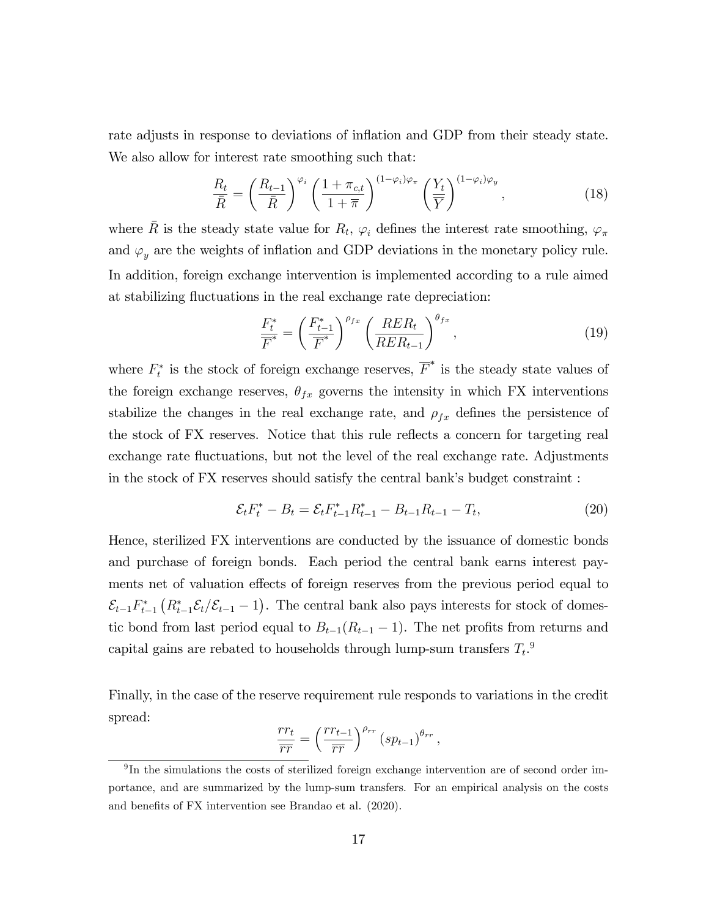rate adjusts in response to deviations of inflation and GDP from their steady state. We also allow for interest rate smoothing such that:

$$\frac{R_t}{\bar{R}} = \left(\frac{R_{t-1}}{\bar{R}}\right)^{\varphi_i} \left(\frac{1+\pi_{c,t}}{1+\overline{\pi}}\right)^{(1-\varphi_i)\varphi_\pi} \left(\frac{Y_t}{\overline{Y}}\right)^{(1-\varphi_i)\varphi_y}, \tag{18}$$

where $\bar{R}$ is the steady state value for $R_t$, $\varphi_i$ defines the interest rate smoothing, $\varphi_\pi$ and $\varphi_y$ are the weights of inflation and GDP deviations in the monetary policy rule. In addition, foreign exchange intervention is implemented according to a rule aimed at stabilizing fluctuations in the real exchange rate depreciation:

$$\frac{F_t^*}{\overline{F}^*} = \left(\frac{F_{t-1}^*}{\overline{F}^*}\right)^{\rho_{fx}} \left(\frac{RER_t}{RER_{t-1}}\right)^{\theta_{fx}}, \tag{19}$$

where $F_t^*$ is the stock of foreign exchange reserves, $\overline{F}^*$ is the steady state values of the foreign exchange reserves, $\theta_{fx}$ governs the intensity in which FX interventions stabilize the changes in the real exchange rate, and $\rho_{fx}$ defines the persistence of the stock of FX reserves. Notice that this rule reflects a concern for targeting real exchange rate fluctuations, but not the level of the real exchange rate. Adjustments in the stock of FX reserves should satisfy the central bank's budget constraint :

$$\mathcal{E}_t F_t^* - B_t = \mathcal{E}_t F_{t-1}^* R_{t-1}^* - B_{t-1} R_{t-1} - T_t, \tag{20}$$

Hence, sterilized FX interventions are conducted by the issuance of domestic bonds and purchase of foreign bonds. Each period the central bank earns interest payments net of valuation effects of foreign reserves from the previous period equal to $\mathcal{E}_{t-1} F_{t-1}^* \left(R_{t-1}^* \mathcal{E}_t / \mathcal{E}_{t-1} - 1\right)$. The central bank also pays interests for stock of domestic bond from last period equal to $B_{t-1}(R_{t-1} - 1)$. The net profits from returns and capital gains are rebated to households through lump-sum transfers $T_t$.[9]

Finally, in the case of the reserve requirement rule responds to variations in the credit spread:

$$\frac{rr_t}{\overline{rr}} = \left(\frac{rr_{t-1}}{\overline{rr}}\right)^{\rho_{rr}} (sp_{t-1})^{\theta_{rr}},$$

[9] In the simulations the costs of sterilized foreign exchange intervention are of second order importance, and are summarized by the lump-sum transfers. For an empirical analysis on the costs and benefits of FX intervention see Brandao et al. (2020).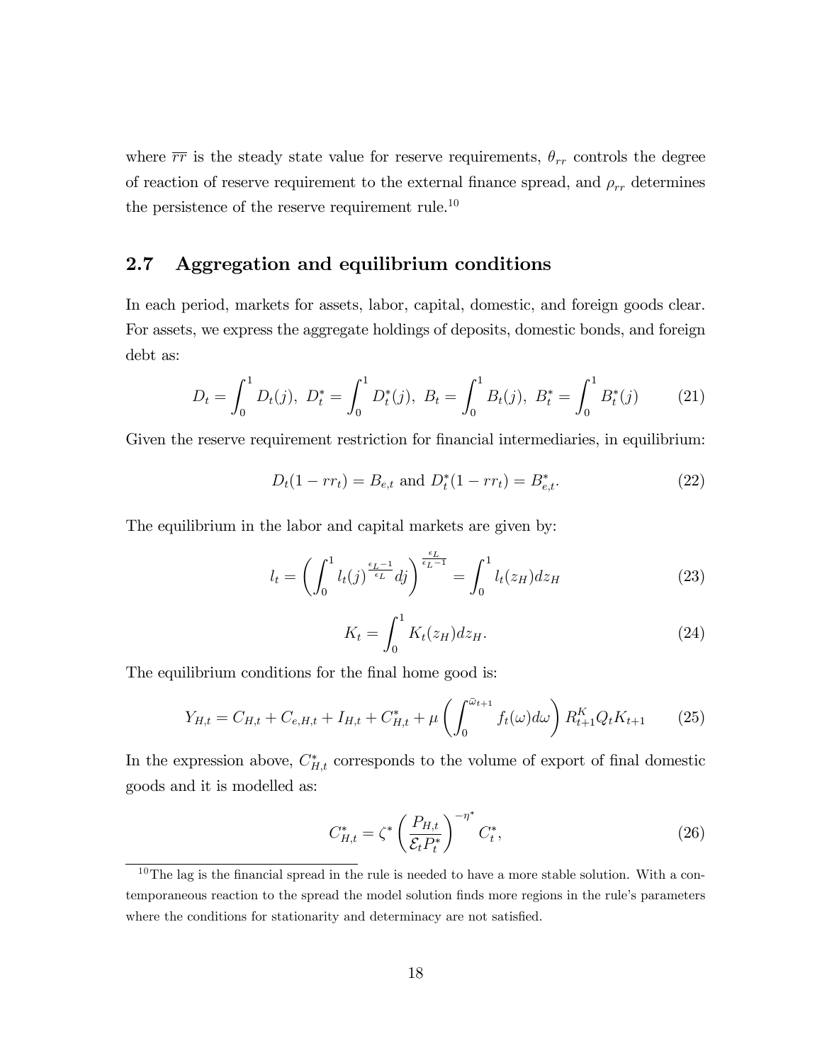where $\overline{rr}$ is the steady state value for reserve requirements, $\theta_{rr}$ controls the degree of reaction of reserve requirement to the external finance spread, and $\rho_{rr}$ determines the persistence of the reserve requirement rule.[10]

## 2.7 Aggregation and equilibrium conditions

In each period, markets for assets, labor, capital, domestic, and foreign goods clear. For assets, we express the aggregate holdings of deposits, domestic bonds, and foreign debt as:

$$D_t = \int_0^1 D_t(j),\ D_t^* = \int_0^1 D_t^*(j),\ B_t = \int_0^1 B_t(j),\ B_t^* = \int_0^1 B_t^*(j) \tag{21}$$

Given the reserve requirement restriction for financial intermediaries, in equilibrium:

$$D_t(1 - rr_t) = B_{e,t} \text{ and } D_t^*(1 - rr_t) = B_{e,t}^*. \tag{22}$$

The equilibrium in the labor and capital markets are given by:

$$l_t = \left( \int_0^1 l_t(j)^{\frac{\epsilon_L - 1}{\epsilon_L}} dj \right)^{\frac{\epsilon_L}{\epsilon_L - 1}} = \int_0^1 l_t(z_H) dz_H \tag{23}$$

$$K_t = \int_0^1 K_t(z_H) dz_H. \tag{24}$$

The equilibrium conditions for the final home good is:

$$Y_{H,t} = C_{H,t} + C_{e,H,t} + I_{H,t} + C_{H,t}^* + \mu \left( \int_0^{\bar{\omega}_{t+1}} f_t(\omega) d\omega \right) R_{t+1}^K Q_t K_{t+1} \tag{25}$$

In the expression above, $C_{H,t}^*$ corresponds to the volume of export of final domestic goods and it is modelled as:

$$C_{H,t}^* = \zeta^* \left( \frac{P_{H,t}}{\mathcal{E}_t P_t^*} \right)^{-\eta^*} C_t^*, \tag{26}$$

[10] The lag is the financial spread in the rule is needed to have a more stable solution. With a contemporaneous reaction to the spread the model solution finds more regions in the rule's parameters where the conditions for stationarity and determinacy are not satisfied.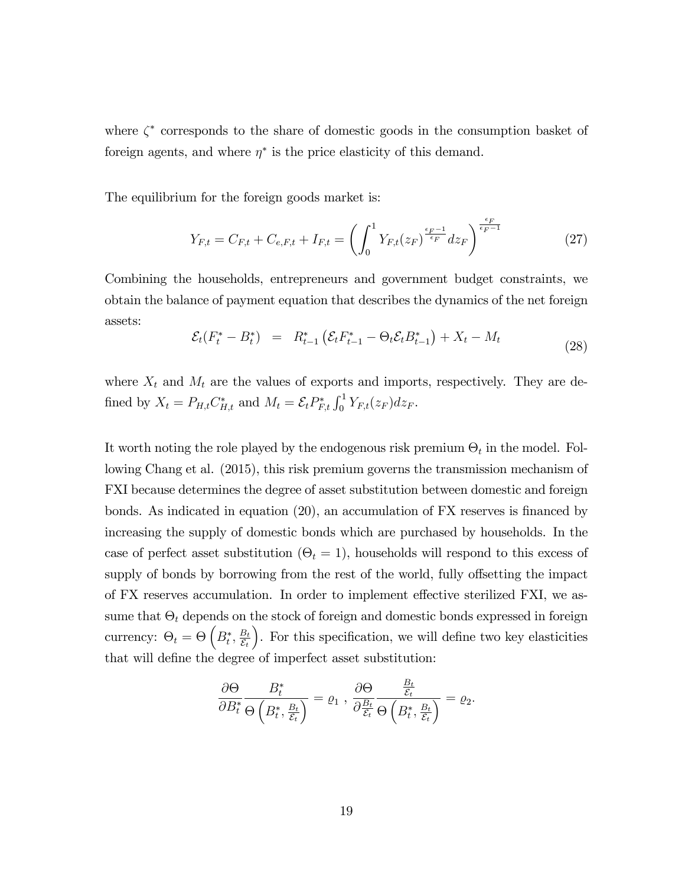where $\zeta^*$ corresponds to the share of domestic goods in the consumption basket of foreign agents, and where $\eta^*$ is the price elasticity of this demand.

The equilibrium for the foreign goods market is:

$$Y_{F,t} = C_{F,t} + C_{e,F,t} + I_{F,t} = \left( \int_0^1 Y_{F,t}(z_F)^{\frac{\epsilon_F - 1}{\epsilon_F}} dz_F \right)^{\frac{\epsilon_F}{\epsilon_F - 1}} \tag{27}$$

Combining the households, entrepreneurs and government budget constraints, we obtain the balance of payment equation that describes the dynamics of the net foreign assets:

$$\mathcal{E}_t(F_t^* - B_t^*) = R_{t-1}^* \left( \mathcal{E}_t F_{t-1}^* - \Theta_t \mathcal{E}_t B_{t-1}^* \right) + X_t - M_t \tag{28}$$

where $X_t$ and $M_t$ are the values of exports and imports, respectively. They are defined by $X_t = P_{H,t} C_{H,t}^*$ and $M_t = \mathcal{E}_t P_{F,t}^* \int_0^1 Y_{F,t}(z_F) dz_F$.

It worth noting the role played by the endogenous risk premium $\Theta_t$ in the model. Following Chang et al. (2015), this risk premium governs the transmission mechanism of FXI because determines the degree of asset substitution between domestic and foreign bonds. As indicated in equation (20), an accumulation of FX reserves is financed by increasing the supply of domestic bonds which are purchased by households. In the case of perfect asset substitution ($\Theta_t = 1$), households will respond to this excess of supply of bonds by borrowing from the rest of the world, fully offsetting the impact of FX reserves accumulation. In order to implement effective sterilized FXI, we assume that $\Theta_t$ depends on the stock of foreign and domestic bonds expressed in foreign currency: $\Theta_t = \Theta\left(B_t^*, \frac{B_t}{\mathcal{E}_t}\right)$. For this specification, we will define two key elasticities that will define the degree of imperfect asset substitution:

$$\frac{\partial \Theta}{\partial B_t^*} \frac{B_t^*}{\Theta\left(B_t^*, \frac{B_t}{\mathcal{E}_t}\right)} = \varrho_1 \ , \ \frac{\partial \Theta}{\partial \frac{B_t}{\mathcal{E}_t}} \frac{\frac{B_t}{\mathcal{E}_t}}{\Theta\left(B_t^*, \frac{B_t}{\mathcal{E}_t}\right)} = \varrho_2.$$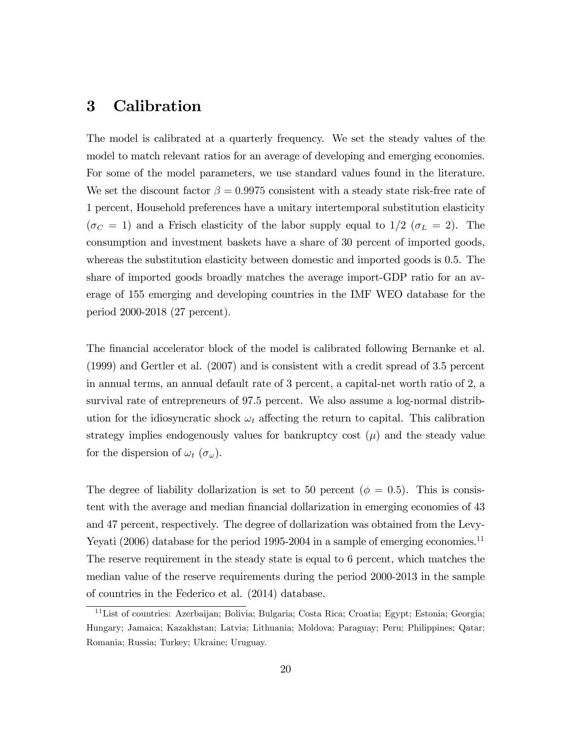# 3 Calibration

The model is calibrated at a quarterly frequency. We set the steady values of the model to match relevant ratios for an average of developing and emerging economies. For some of the model parameters, we use standard values found in the literature. We set the discount factor $\beta = 0.9975$ consistent with a steady state risk-free rate of 1 percent, Household preferences have a unitary intertemporal substitution elasticity ($\sigma_C = 1$) and a Frisch elasticity of the labor supply equal to 1/2 ($\sigma_L = 2$). The consumption and investment baskets have a share of 30 percent of imported goods, whereas the substitution elasticity between domestic and imported goods is 0.5. The share of imported goods broadly matches the average import-GDP ratio for an average of 155 emerging and developing countries in the IMF WEO database for the period 2000-2018 (27 percent).

The financial accelerator block of the model is calibrated following Bernanke et al. (1999) and Gertler et al. (2007) and is consistent with a credit spread of 3.5 percent in annual terms, an annual default rate of 3 percent, a capital-net worth ratio of 2, a survival rate of entrepreneurs of 97.5 percent. We also assume a log-normal distribution for the idiosyncratic shock $\omega_t$ affecting the return to capital. This calibration strategy implies endogenously values for bankruptcy cost ($\mu$) and the steady value for the dispersion of $\omega_t$ ($\sigma_\omega$).

The degree of liability dollarization is set to 50 percent ($\phi = 0.5$). This is consistent with the average and median financial dollarization in emerging economies of 43 and 47 percent, respectively. The degree of dollarization was obtained from the Levy-Yeyati (2006) database for the period 1995-2004 in a sample of emerging economies.[11] The reserve requirement in the steady state is equal to 6 percent, which matches the median value of the reserve requirements during the period 2000-2013 in the sample of countries in the Federico et al. (2014) database.

[11] List of countries: Azerbaijan; Bolivia; Bulgaria; Costa Rica; Croatia; Egypt; Estonia; Georgia; Hungary; Jamaica; Kazakhstan; Latvia; Lithuania; Moldova; Paraguay; Peru; Philippines; Qatar; Romania; Russia; Turkey; Ukraine; Uruguay.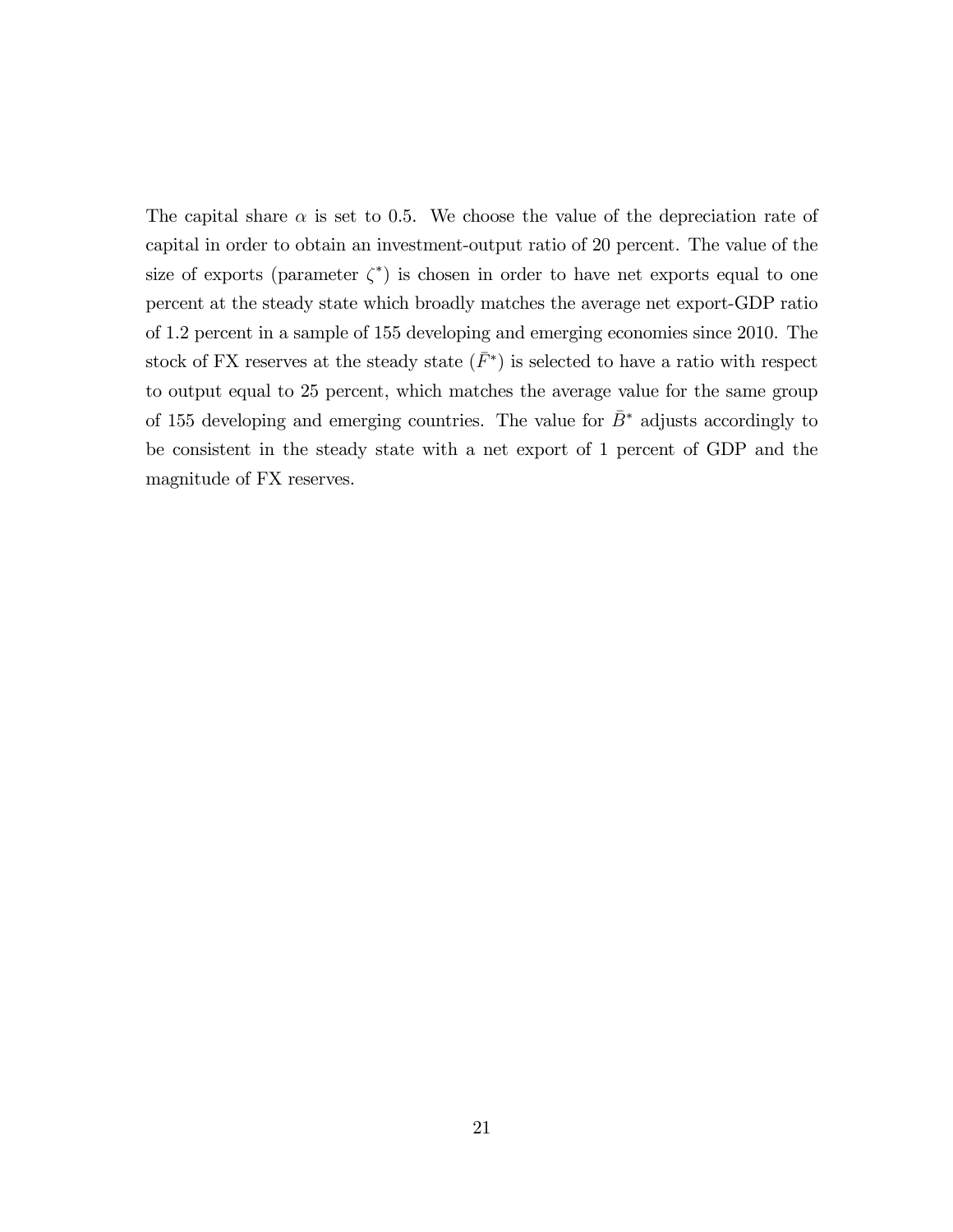The capital share $\alpha$ is set to 0.5. We choose the value of the depreciation rate of capital in order to obtain an investment-output ratio of 20 percent. The value of the size of exports (parameter $\zeta^*$) is chosen in order to have net exports equal to one percent at the steady state which broadly matches the average net export-GDP ratio of 1.2 percent in a sample of 155 developing and emerging economies since 2010. The stock of FX reserves at the steady state ($\bar{F}^*$) is selected to have a ratio with respect to output equal to 25 percent, which matches the average value for the same group of 155 developing and emerging countries. The value for $\bar{B}^*$ adjusts accordingly to be consistent in the steady state with a net export of 1 percent of GDP and the magnitude of FX reserves.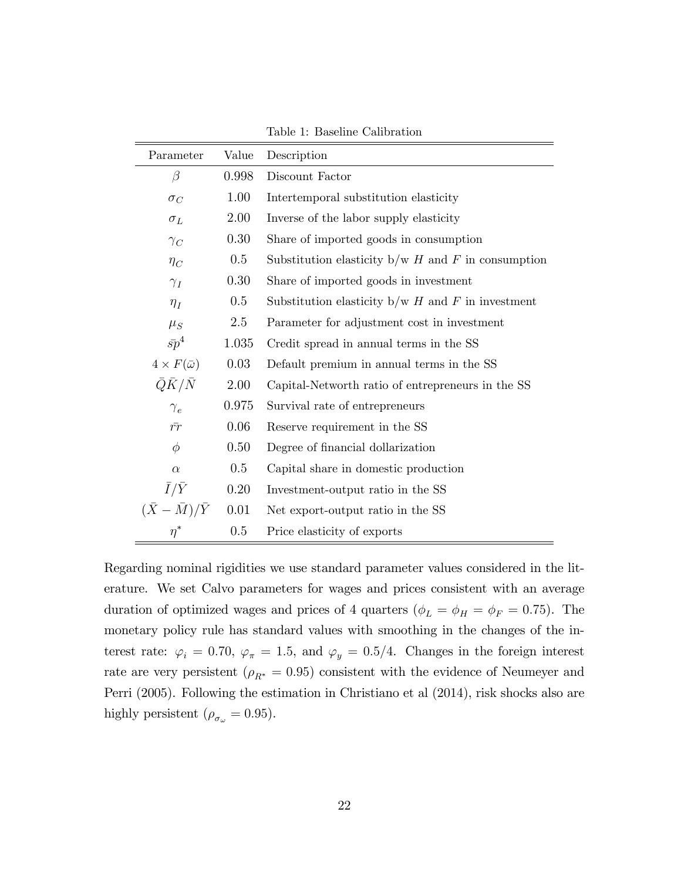Table 1: Baseline Calibration

| Parameter | Value | Description |
|---|---|---|
| $\beta$ | 0.998 | Discount Factor |
| $\sigma_C$ | 1.00 | Intertemporal substitution elasticity |
| $\sigma_L$ | 2.00 | Inverse of the labor supply elasticity |
| $\gamma_C$ | 0.30 | Share of imported goods in consumption |
| $\eta_C$ | 0.5 | Substitution elasticity b/w $H$ and $F$ in consumption |
| $\gamma_I$ | 0.30 | Share of imported goods in investment |
| $\eta_I$ | 0.5 | Substitution elasticity b/w $H$ and $F$ in investment |
| $\mu_S$ | 2.5 | Parameter for adjustment cost in investment |
| $\bar{sp}^4$ | 1.035 | Credit spread in annual terms in the SS |
| $4 \times F(\bar{\omega})$ | 0.03 | Default premium in annual terms in the SS |
| $\bar{Q}\bar{K}/\bar{N}$ | 2.00 | Capital-Networth ratio of entrepreneurs in the SS |
| $\gamma_e$ | 0.975 | Survival rate of entrepreneurs |
| $\bar{rr}$ | 0.06 | Reserve requirement in the SS |
| $\phi$ | 0.50 | Degree of financial dollarization |
| $\alpha$ | 0.5 | Capital share in domestic production |
| $\bar{I}/\bar{Y}$ | 0.20 | Investment-output ratio in the SS |
| $(\bar{X} - \bar{M})/\bar{Y}$ | 0.01 | Net export-output ratio in the SS |
| $\eta^*$ | 0.5 | Price elasticity of exports |

Regarding nominal rigidities we use standard parameter values considered in the literature. We set Calvo parameters for wages and prices consistent with an average duration of optimized wages and prices of 4 quarters ($\phi_L = \phi_H = \phi_F = 0.75$). The monetary policy rule has standard values with smoothing in the changes of the interest rate: $\varphi_i = 0.70$, $\varphi_\pi = 1.5$, and $\varphi_y = 0.5/4$. Changes in the foreign interest rate are very persistent ($\rho_{R^*} = 0.95$) consistent with the evidence of Neumeyer and Perri (2005). Following the estimation in Christiano et al (2014), risk shocks also are highly persistent ($\rho_{\sigma_\omega} = 0.95$).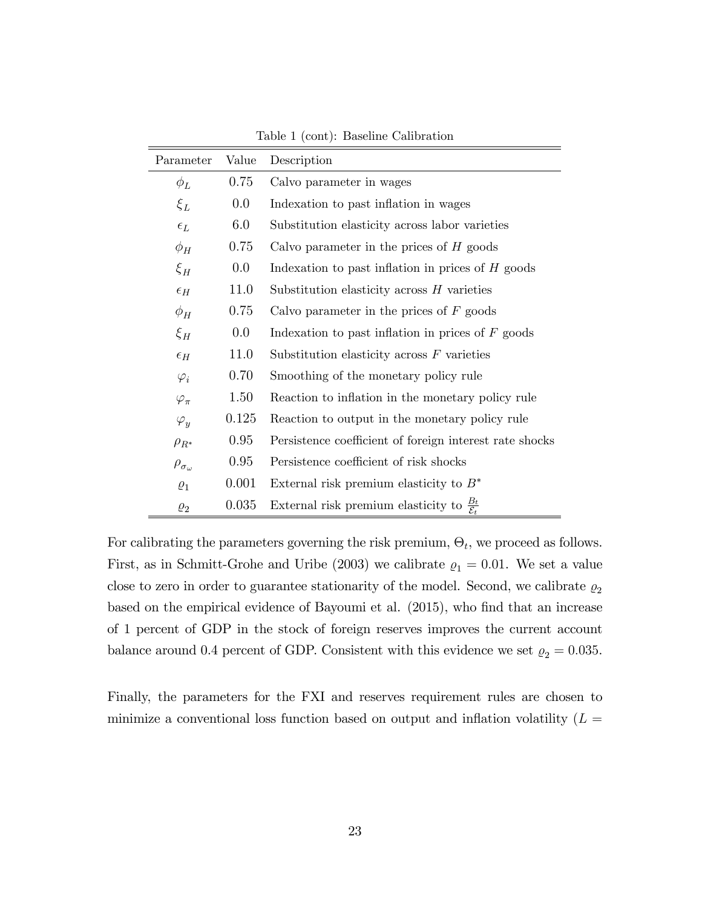Table 1 (cont): Baseline Calibration

| Parameter | Value | Description |
|---|---|---|
| $\phi_L$ | 0.75 | Calvo parameter in wages |
| $\xi_L$ | 0.0 | Indexation to past inflation in wages |
| $\epsilon_L$ | 6.0 | Substitution elasticity across labor varieties |
| $\phi_H$ | 0.75 | Calvo parameter in the prices of $H$ goods |
| $\xi_H$ | 0.0 | Indexation to past inflation in prices of $H$ goods |
| $\epsilon_H$ | 11.0 | Substitution elasticity across $H$ varieties |
| $\phi_H$ | 0.75 | Calvo parameter in the prices of $F$ goods |
| $\xi_H$ | 0.0 | Indexation to past inflation in prices of $F$ goods |
| $\epsilon_H$ | 11.0 | Substitution elasticity across $F$ varieties |
| $\varphi_i$ | 0.70 | Smoothing of the monetary policy rule |
| $\varphi_\pi$ | 1.50 | Reaction to inflation in the monetary policy rule |
| $\varphi_y$ | 0.125 | Reaction to output in the monetary policy rule |
| $\rho_{R^*}$ | 0.95 | Persistence coefficient of foreign interest rate shocks |
| $\rho_{\sigma_\omega}$ | 0.95 | Persistence coefficient of risk shocks |
| $\varrho_1$ | 0.001 | External risk premium elasticity to $B^*$ |
| $\varrho_2$ | 0.035 | External risk premium elasticity to $\frac{B_t}{\mathcal{E}_t}$ |

For calibrating the parameters governing the risk premium, $\Theta_t$, we proceed as follows. First, as in Schmitt-Grohe and Uribe (2003) we calibrate $\varrho_1 = 0.01$. We set a value close to zero in order to guarantee stationarity of the model. Second, we calibrate $\varrho_2$ based on the empirical evidence of Bayoumi et al. (2015), who find that an increase of 1 percent of GDP in the stock of foreign reserves improves the current account balance around 0.4 percent of GDP. Consistent with this evidence we set $\varrho_2 = 0.035$.

Finally, the parameters for the FXI and reserves requirement rules are chosen to minimize a conventional loss function based on output and inflation volatility ($L =$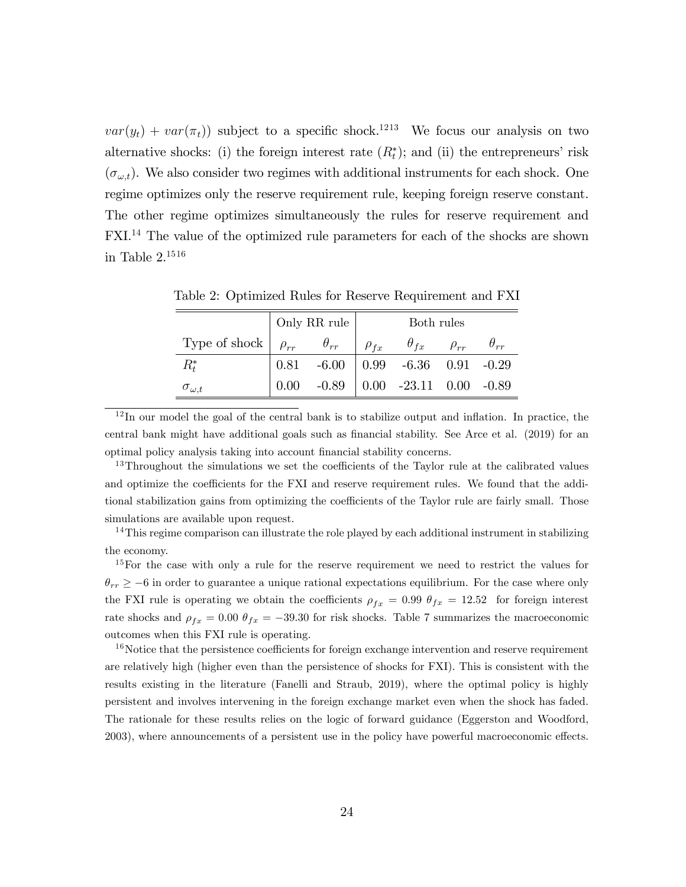$var(y_t) + var(\pi_t))$ subject to a specific shock.[12][13] We focus our analysis on two alternative shocks: (i) the foreign interest rate ($R_t^*$); and (ii) the entrepreneurs' risk ($\sigma_{\omega,t}$). We also consider two regimes with additional instruments for each shock. One regime optimizes only the reserve requirement rule, keeping foreign reserve constant. The other regime optimizes simultaneously the rules for reserve requirement and FXI.[14] The value of the optimized rule parameters for each of the shocks are shown in Table 2.[15][16]

Table 2: Optimized Rules for Reserve Requirement and FXI

| | Only RR rule | | Both rules | | | |
|---|---|---|---|---|---|---|
| Type of shock | $\rho_{rr}$ | $\theta_{rr}$ | $\rho_{fx}$ | $\theta_{fx}$ | $\rho_{rr}$ | $\theta_{rr}$ |
| $R_t^*$ | 0.81 | -6.00 | 0.99 | -6.36 | 0.91 | -0.29 |
| $\sigma_{\omega,t}$ | 0.00 | -0.89 | 0.00 | -23.11 | 0.00 | -0.89 |

[12] In our model the goal of the central bank is to stabilize output and inflation. In practice, the central bank might have additional goals such as financial stability. See Arce et al. (2019) for an optimal policy analysis taking into account financial stability concerns.

[13] Throughout the simulations we set the coefficients of the Taylor rule at the calibrated values and optimize the coefficients for the FXI and reserve requirement rules. We found that the additional stabilization gains from optimizing the coefficients of the Taylor rule are fairly small. Those simulations are available upon request.

[14] This regime comparison can illustrate the role played by each additional instrument in stabilizing the economy.

[15] For the case with only a rule for the reserve requirement we need to restrict the values for $\theta_{rr} \geq -6$ in order to guarantee a unique rational expectations equilibrium. For the case where only the FXI rule is operating we obtain the coefficients $\rho_{fx} = 0.99$ $\theta_{fx} = 12.52$ for foreign interest rate shocks and $\rho_{fx} = 0.00$ $\theta_{fx} = -39.30$ for risk shocks. Table 7 summarizes the macroeconomic outcomes when this FXI rule is operating.

[16] Notice that the persistence coefficients for foreign exchange intervention and reserve requirement are relatively high (higher even than the persistence of shocks for FXI). This is consistent with the results existing in the literature (Fanelli and Straub, 2019), where the optimal policy is highly persistent and involves intervening in the foreign exchange market even when the shock has faded. The rationale for these results relies on the logic of forward guidance (Eggerston and Woodford, 2003), where announcements of a persistent use in the policy have powerful macroeconomic effects.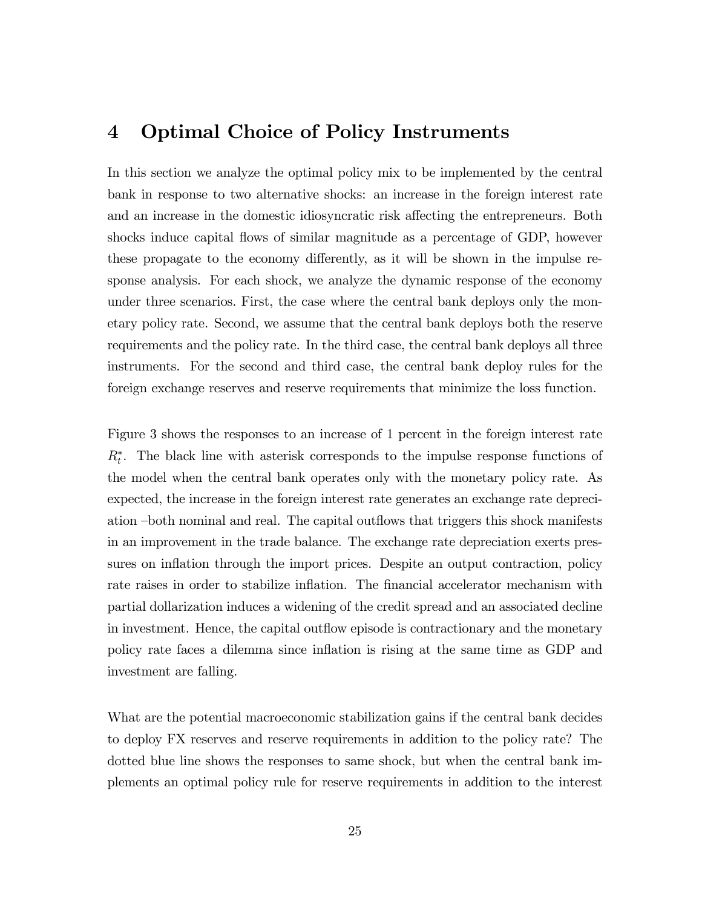# 4 Optimal Choice of Policy Instruments

In this section we analyze the optimal policy mix to be implemented by the central bank in response to two alternative shocks: an increase in the foreign interest rate and an increase in the domestic idiosyncratic risk affecting the entrepreneurs. Both shocks induce capital flows of similar magnitude as a percentage of GDP, however these propagate to the economy differently, as it will be shown in the impulse response analysis. For each shock, we analyze the dynamic response of the economy under three scenarios. First, the case where the central bank deploys only the monetary policy rate. Second, we assume that the central bank deploys both the reserve requirements and the policy rate. In the third case, the central bank deploys all three instruments. For the second and third case, the central bank deploy rules for the foreign exchange reserves and reserve requirements that minimize the loss function.

Figure 3 shows the responses to an increase of 1 percent in the foreign interest rate $R_t^*$. The black line with asterisk corresponds to the impulse response functions of the model when the central bank operates only with the monetary policy rate. As expected, the increase in the foreign interest rate generates an exchange rate depreciation –both nominal and real. The capital outflows that triggers this shock manifests in an improvement in the trade balance. The exchange rate depreciation exerts pressures on inflation through the import prices. Despite an output contraction, policy rate raises in order to stabilize inflation. The financial accelerator mechanism with partial dollarization induces a widening of the credit spread and an associated decline in investment. Hence, the capital outflow episode is contractionary and the monetary policy rate faces a dilemma since inflation is rising at the same time as GDP and investment are falling.

What are the potential macroeconomic stabilization gains if the central bank decides to deploy FX reserves and reserve requirements in addition to the policy rate? The dotted blue line shows the responses to same shock, but when the central bank implements an optimal policy rule for reserve requirements in addition to the interest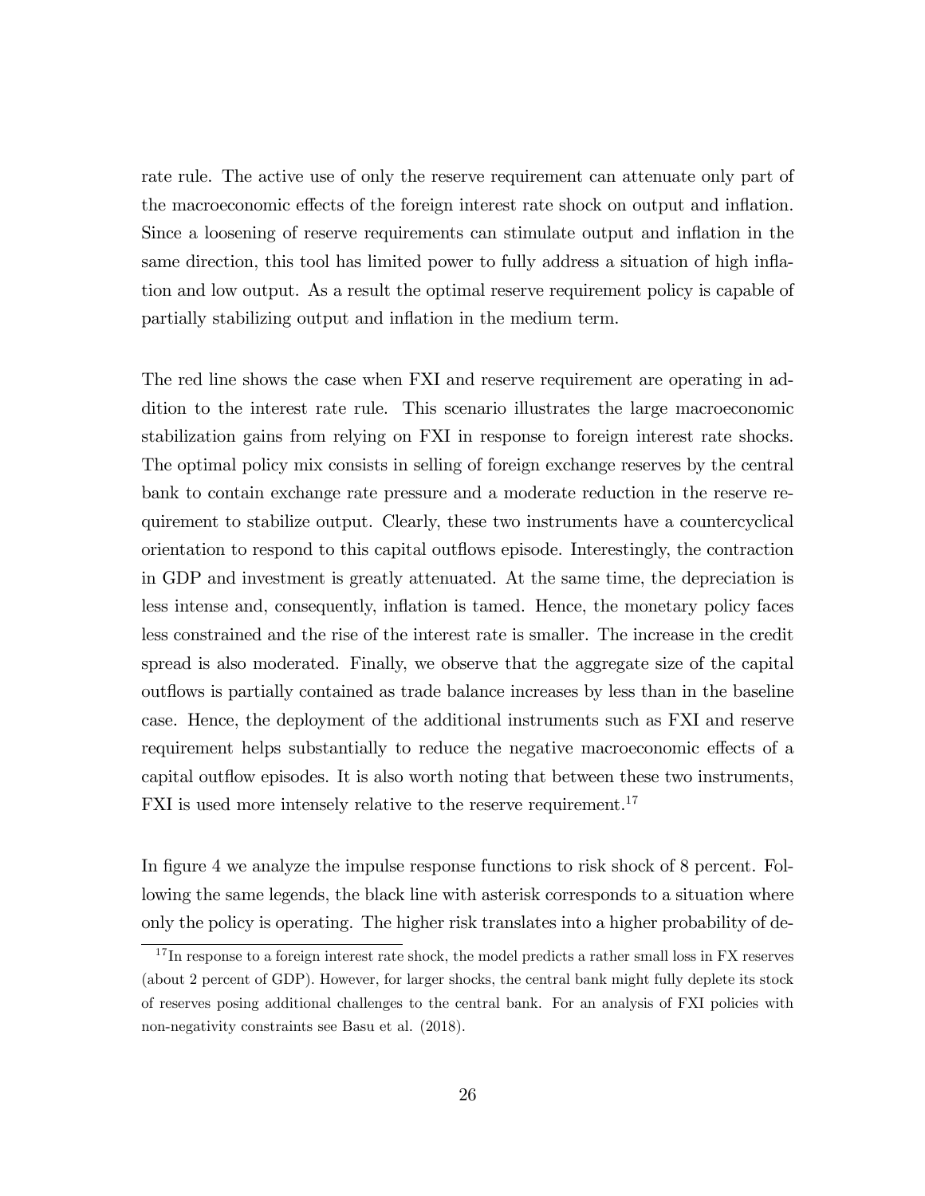rate rule. The active use of only the reserve requirement can attenuate only part of the macroeconomic effects of the foreign interest rate shock on output and inflation. Since a loosening of reserve requirements can stimulate output and inflation in the same direction, this tool has limited power to fully address a situation of high inflation and low output. As a result the optimal reserve requirement policy is capable of partially stabilizing output and inflation in the medium term.

The red line shows the case when FXI and reserve requirement are operating in addition to the interest rate rule. This scenario illustrates the large macroeconomic stabilization gains from relying on FXI in response to foreign interest rate shocks. The optimal policy mix consists in selling of foreign exchange reserves by the central bank to contain exchange rate pressure and a moderate reduction in the reserve requirement to stabilize output. Clearly, these two instruments have a countercyclical orientation to respond to this capital outflows episode. Interestingly, the contraction in GDP and investment is greatly attenuated. At the same time, the depreciation is less intense and, consequently, inflation is tamed. Hence, the monetary policy faces less constrained and the rise of the interest rate is smaller. The increase in the credit spread is also moderated. Finally, we observe that the aggregate size of the capital outflows is partially contained as trade balance increases by less than in the baseline case. Hence, the deployment of the additional instruments such as FXI and reserve requirement helps substantially to reduce the negative macroeconomic effects of a capital outflow episodes. It is also worth noting that between these two instruments, FXI is used more intensely relative to the reserve requirement.[17]

In figure 4 we analyze the impulse response functions to risk shock of 8 percent. Following the same legends, the black line with asterisk corresponds to a situation where only the policy is operating. The higher risk translates into a higher probability of de-

[17] In response to a foreign interest rate shock, the model predicts a rather small loss in FX reserves (about 2 percent of GDP). However, for larger shocks, the central bank might fully deplete its stock of reserves posing additional challenges to the central bank. For an analysis of FXI policies with non-negativity constraints see Basu et al. (2018).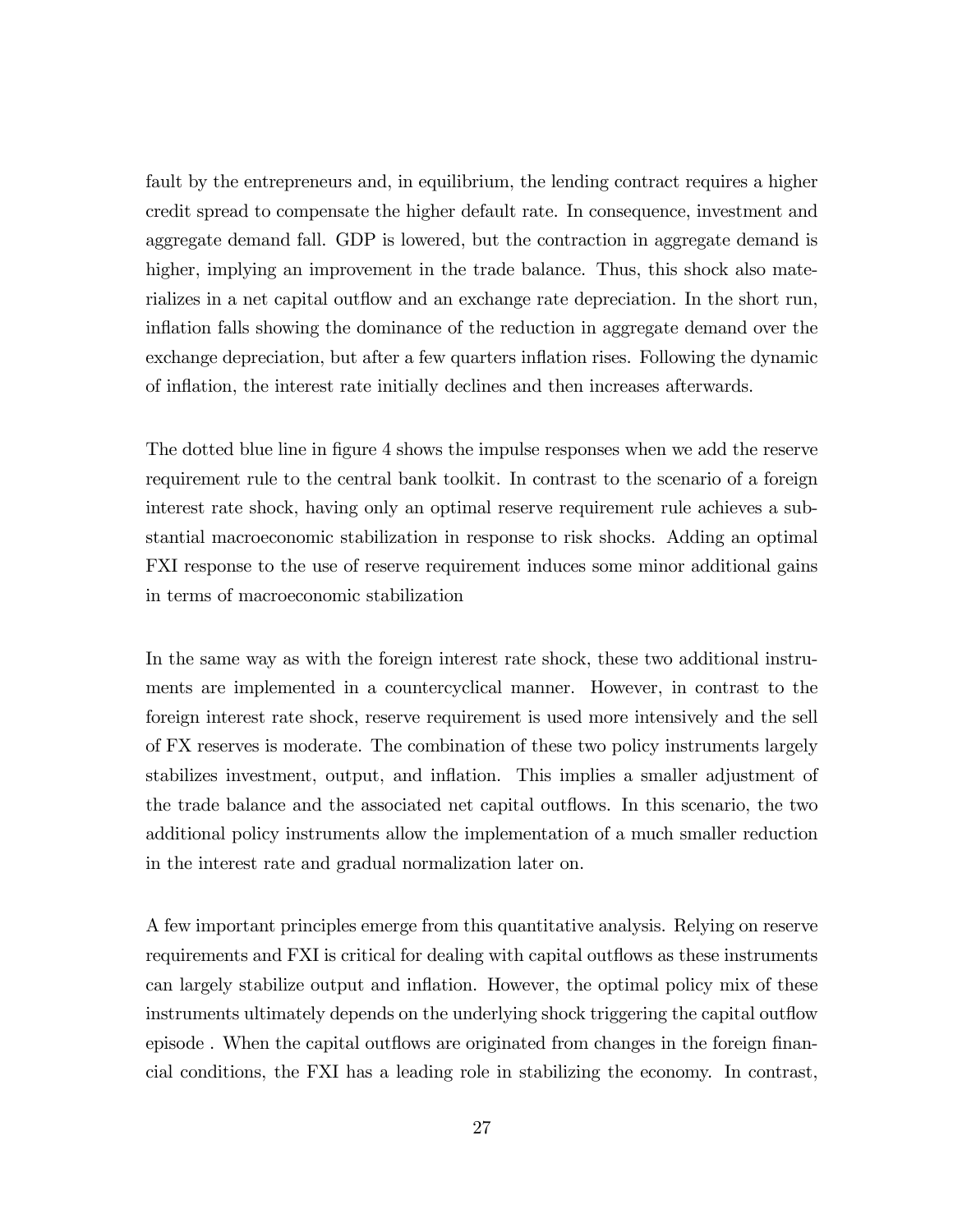fault by the entrepreneurs and, in equilibrium, the lending contract requires a higher credit spread to compensate the higher default rate. In consequence, investment and aggregate demand fall. GDP is lowered, but the contraction in aggregate demand is higher, implying an improvement in the trade balance. Thus, this shock also materializes in a net capital outflow and an exchange rate depreciation. In the short run, inflation falls showing the dominance of the reduction in aggregate demand over the exchange depreciation, but after a few quarters inflation rises. Following the dynamic of inflation, the interest rate initially declines and then increases afterwards.

The dotted blue line in figure 4 shows the impulse responses when we add the reserve requirement rule to the central bank toolkit. In contrast to the scenario of a foreign interest rate shock, having only an optimal reserve requirement rule achieves a substantial macroeconomic stabilization in response to risk shocks. Adding an optimal FXI response to the use of reserve requirement induces some minor additional gains in terms of macroeconomic stabilization

In the same way as with the foreign interest rate shock, these two additional instruments are implemented in a countercyclical manner. However, in contrast to the foreign interest rate shock, reserve requirement is used more intensively and the sell of FX reserves is moderate. The combination of these two policy instruments largely stabilizes investment, output, and inflation. This implies a smaller adjustment of the trade balance and the associated net capital outflows. In this scenario, the two additional policy instruments allow the implementation of a much smaller reduction in the interest rate and gradual normalization later on.

A few important principles emerge from this quantitative analysis. Relying on reserve requirements and FXI is critical for dealing with capital outflows as these instruments can largely stabilize output and inflation. However, the optimal policy mix of these instruments ultimately depends on the underlying shock triggering the capital outflow episode . When the capital outflows are originated from changes in the foreign financial conditions, the FXI has a leading role in stabilizing the economy. In contrast,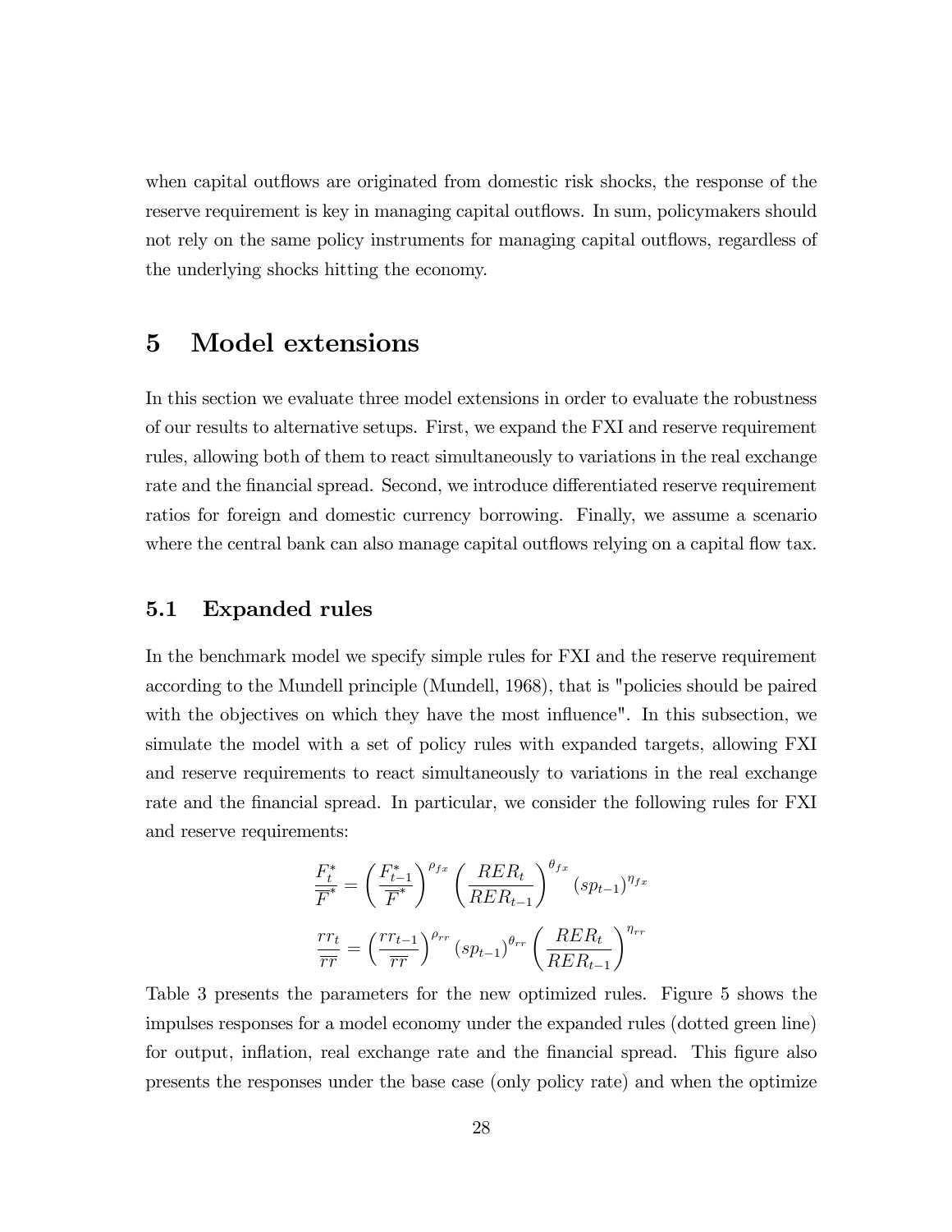when capital outflows are originated from domestic risk shocks, the response of the reserve requirement is key in managing capital outflows. In sum, policymakers should not rely on the same policy instruments for managing capital outflows, regardless of the underlying shocks hitting the economy.

# 5 Model extensions

In this section we evaluate three model extensions in order to evaluate the robustness of our results to alternative setups. First, we expand the FXI and reserve requirement rules, allowing both of them to react simultaneously to variations in the real exchange rate and the financial spread. Second, we introduce differentiated reserve requirement ratios for foreign and domestic currency borrowing. Finally, we assume a scenario where the central bank can also manage capital outflows relying on a capital flow tax.

## 5.1 Expanded rules

In the benchmark model we specify simple rules for FXI and the reserve requirement according to the Mundell principle (Mundell, 1968), that is "policies should be paired with the objectives on which they have the most influence". In this subsection, we simulate the model with a set of policy rules with expanded targets, allowing FXI and reserve requirements to react simultaneously to variations in the real exchange rate and the financial spread. In particular, we consider the following rules for FXI and reserve requirements:

$$\frac{F_t^*}{\overline{F}^*} = \left(\frac{F_{t-1}^*}{\overline{F}^*}\right)^{\rho_{fx}} \left(\frac{RER_t}{RER_{t-1}}\right)^{\theta_{fx}} (sp_{t-1})^{\eta_{fx}}$$

$$\frac{rr_t}{\overline{rr}} = \left(\frac{rr_{t-1}}{\overline{rr}}\right)^{\rho_{rr}} (sp_{t-1})^{\theta_{rr}} \left(\frac{RER_t}{RER_{t-1}}\right)^{\eta_{rr}}$$

Table 3 presents the parameters for the new optimized rules. Figure 5 shows the impulses responses for a model economy under the expanded rules (dotted green line) for output, inflation, real exchange rate and the financial spread. This figure also presents the responses under the base case (only policy rate) and when the optimize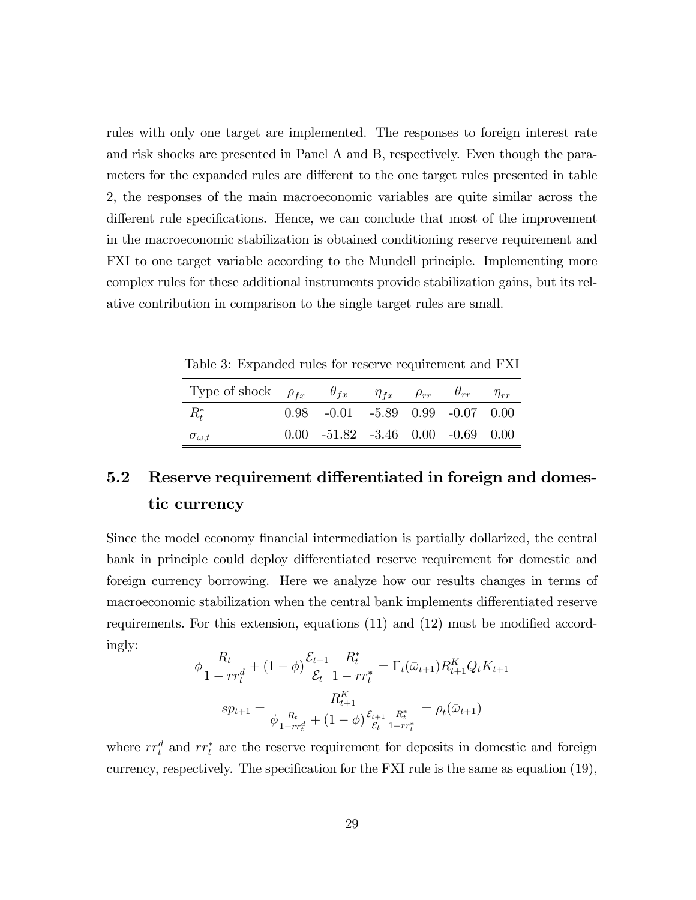rules with only one target are implemented. The responses to foreign interest rate and risk shocks are presented in Panel A and B, respectively. Even though the parameters for the expanded rules are different to the one target rules presented in table 2, the responses of the main macroeconomic variables are quite similar across the different rule specifications. Hence, we can conclude that most of the improvement in the macroeconomic stabilization is obtained conditioning reserve requirement and FXI to one target variable according to the Mundell principle. Implementing more complex rules for these additional instruments provide stabilization gains, but its relative contribution in comparison to the single target rules are small.

Table 3: Expanded rules for reserve requirement and FXI

| Type of shock | $\rho_{fx}$ | $\theta_{fx}$ | $\eta_{fx}$ | $\rho_{rr}$ | $\theta_{rr}$ | $\eta_{rr}$ |
|---|---|---|---|---|---|---|
| $R_t^*$ | 0.98 | -0.01 | -5.89 | 0.99 | -0.07 | 0.00 |
| $\sigma_{\omega,t}$ | 0.00 | -51.82 | -3.46 | 0.00 | -0.69 | 0.00 |

## 5.2 Reserve requirement differentiated in foreign and domestic currency

Since the model economy financial intermediation is partially dollarized, the central bank in principle could deploy differentiated reserve requirement for domestic and foreign currency borrowing. Here we analyze how our results changes in terms of macroeconomic stabilization when the central bank implements differentiated reserve requirements. For this extension, equations (11) and (12) must be modified accordingly:

$$\phi \frac{R_t}{1 - rr_t^d} + (1 - \phi) \frac{\mathcal{E}_{t+1}}{\mathcal{E}_t} \frac{R_t^*}{1 - rr_t^*} = \Gamma_t(\bar{\omega}_{t+1}) R_{t+1}^K Q_t K_{t+1}$$

$$sp_{t+1} = \frac{R_{t+1}^K}{\phi \frac{R_t}{1 - rr_t^d} + (1 - \phi) \frac{\mathcal{E}_{t+1}}{\mathcal{E}_t} \frac{R_t^*}{1 - rr_t^*}} = \rho_t(\bar{\omega}_{t+1})$$

where $rr_t^d$ and $rr_t^*$ are the reserve requirement for deposits in domestic and foreign currency, respectively. The specification for the FXI rule is the same as equation (19),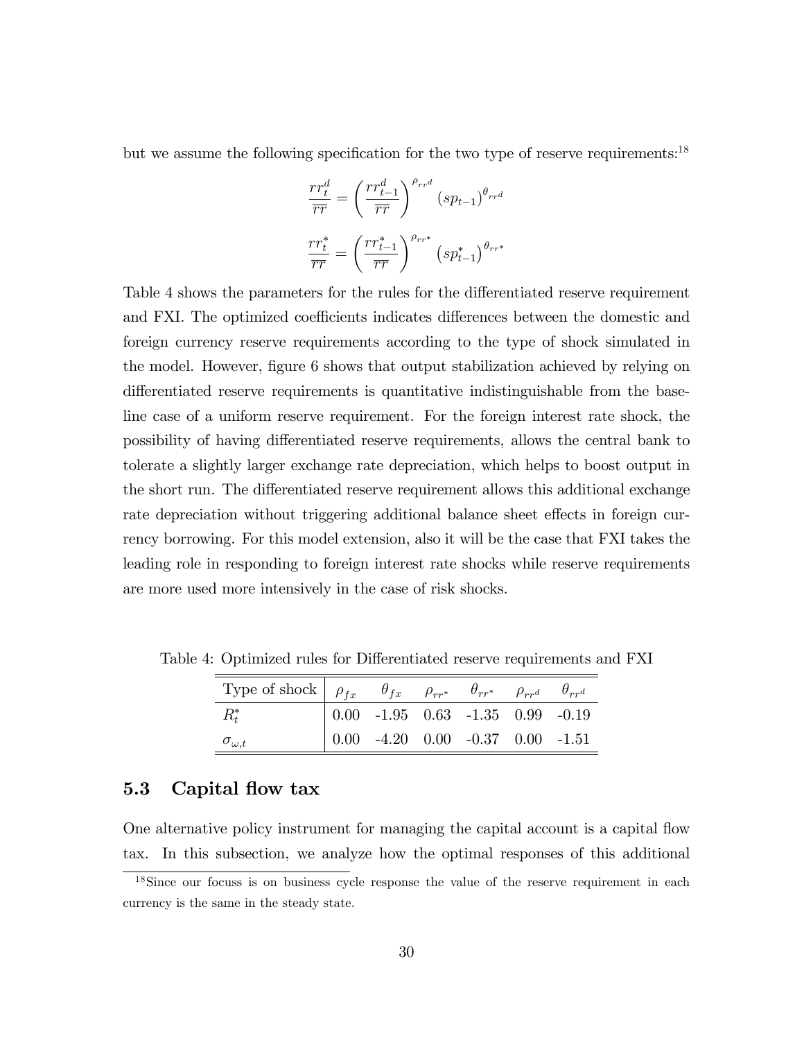but we assume the following specification for the two type of reserve requirements:[18]

$$\frac{rr_t^d}{\overline{rr}} = \left(\frac{rr_{t-1}^d}{\overline{rr}}\right)^{\rho_{rr^d}} (sp_{t-1})^{\theta_{rr^d}}$$

$$\frac{rr_t^*}{\overline{rr}} = \left(\frac{rr_{t-1}^*}{\overline{rr}}\right)^{\rho_{rr^*}} \left(sp_{t-1}^*\right)^{\theta_{rr^*}}$$

Table 4 shows the parameters for the rules for the differentiated reserve requirement and FXI. The optimized coefficients indicates differences between the domestic and foreign currency reserve requirements according to the type of shock simulated in the model. However, figure 6 shows that output stabilization achieved by relying on differentiated reserve requirements is quantitative indistinguishable from the baseline case of a uniform reserve requirement. For the foreign interest rate shock, the possibility of having differentiated reserve requirements, allows the central bank to tolerate a slightly larger exchange rate depreciation, which helps to boost output in the short run. The differentiated reserve requirement allows this additional exchange rate depreciation without triggering additional balance sheet effects in foreign currency borrowing. For this model extension, also it will be the case that FXI takes the leading role in responding to foreign interest rate shocks while reserve requirements are more used more intensively in the case of risk shocks.

Table 4: Optimized rules for Differentiated reserve requirements and FXI

| Type of shock | $\rho_{fx}$ | $\theta_{fx}$ | $\rho_{rr^*}$ | $\theta_{rr^*}$ | $\rho_{rr^d}$ | $\theta_{rr^d}$ |
|---|---|---|---|---|---|---|
| $R_t^*$ | 0.00 | -1.95 | 0.63 | -1.35 | 0.99 | -0.19 |
| $\sigma_{\omega,t}$ | 0.00 | -4.20 | 0.00 | -0.37 | 0.00 | -1.51 |

## 5.3 Capital flow tax

One alternative policy instrument for managing the capital account is a capital flow tax. In this subsection, we analyze how the optimal responses of this additional

[18] Since our focuss is on business cycle response the value of the reserve requirement in each currency is the same in the steady state.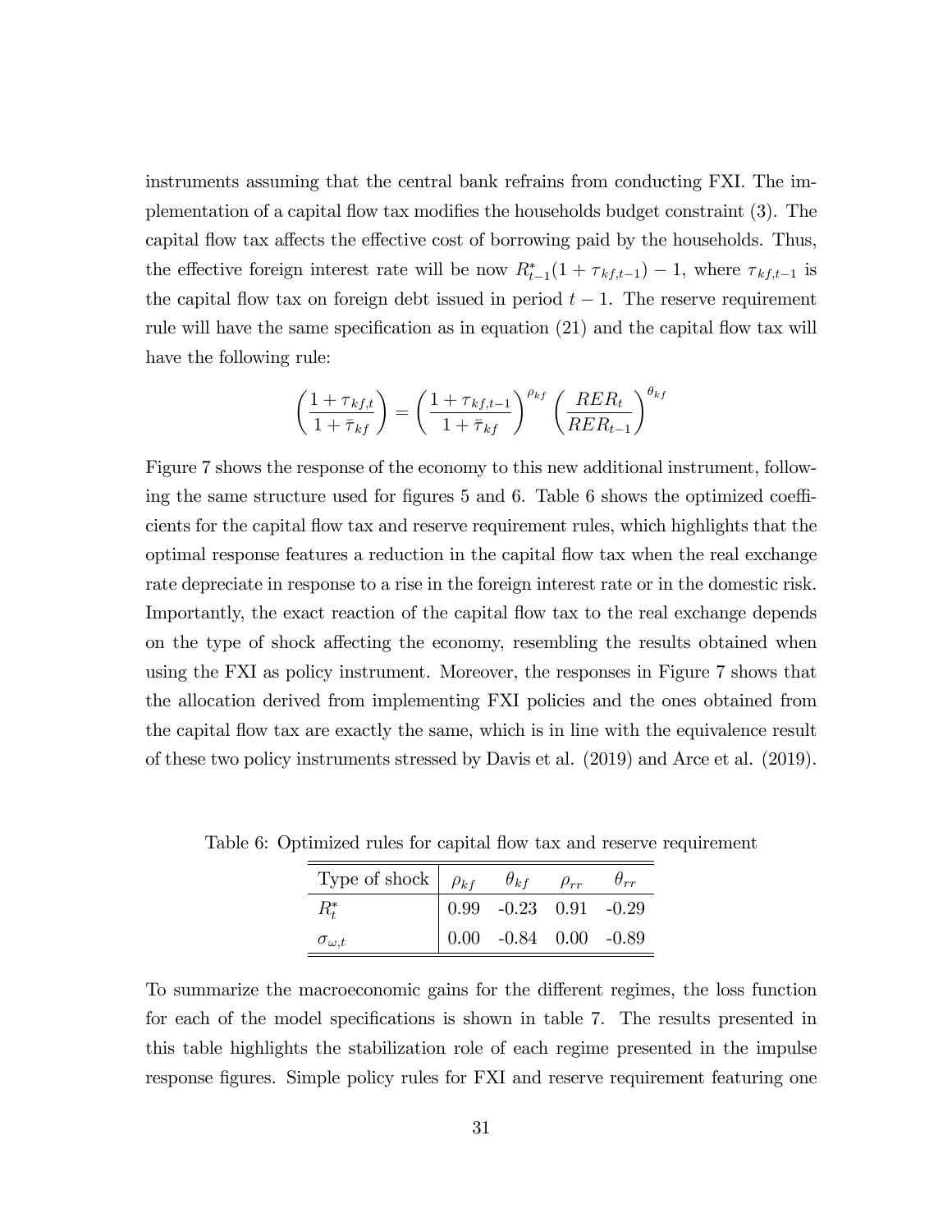instruments assuming that the central bank refrains from conducting FXI. The implementation of a capital flow tax modifies the households budget constraint (3). The capital flow tax affects the effective cost of borrowing paid by the households. Thus, the effective foreign interest rate will be now $R^*_{t-1}(1+\tau_{kf,t-1})-1$, where $\tau_{kf,t-1}$ is the capital flow tax on foreign debt issued in period $t-1$. The reserve requirement rule will have the same specification as in equation (21) and the capital flow tax will have the following rule:

$$\left(\frac{1+\tau_{kf,t}}{1+\bar{\tau}_{kf}}\right) = \left(\frac{1+\tau_{kf,t-1}}{1+\bar{\tau}_{kf}}\right)^{\rho_{kf}} \left(\frac{RER_t}{RER_{t-1}}\right)^{\theta_{kf}}$$

Figure 7 shows the response of the economy to this new additional instrument, following the same structure used for figures 5 and 6. Table 6 shows the optimized coefficients for the capital flow tax and reserve requirement rules, which highlights that the optimal response features a reduction in the capital flow tax when the real exchange rate depreciate in response to a rise in the foreign interest rate or in the domestic risk. Importantly, the exact reaction of the capital flow tax to the real exchange depends on the type of shock affecting the economy, resembling the results obtained when using the FXI as policy instrument. Moreover, the responses in Figure 7 shows that the allocation derived from implementing FXI policies and the ones obtained from the capital flow tax are exactly the same, which is in line with the equivalence result of these two policy instruments stressed by Davis et al. (2019) and Arce et al. (2019).

Table 6: Optimized rules for capital flow tax and reserve requirement

| Type of shock | $\rho_{kf}$ | $\theta_{kf}$ | $\rho_{rr}$ | $\theta_{rr}$ |
|---|---|---|---|---|
| $R^*_t$ | 0.99 | -0.23 | 0.91 | -0.29 |
| $\sigma_{\omega,t}$ | 0.00 | -0.84 | 0.00 | -0.89 |

To summarize the macroeconomic gains for the different regimes, the loss function for each of the model specifications is shown in table 7. The results presented in this table highlights the stabilization role of each regime presented in the impulse response figures. Simple policy rules for FXI and reserve requirement featuring one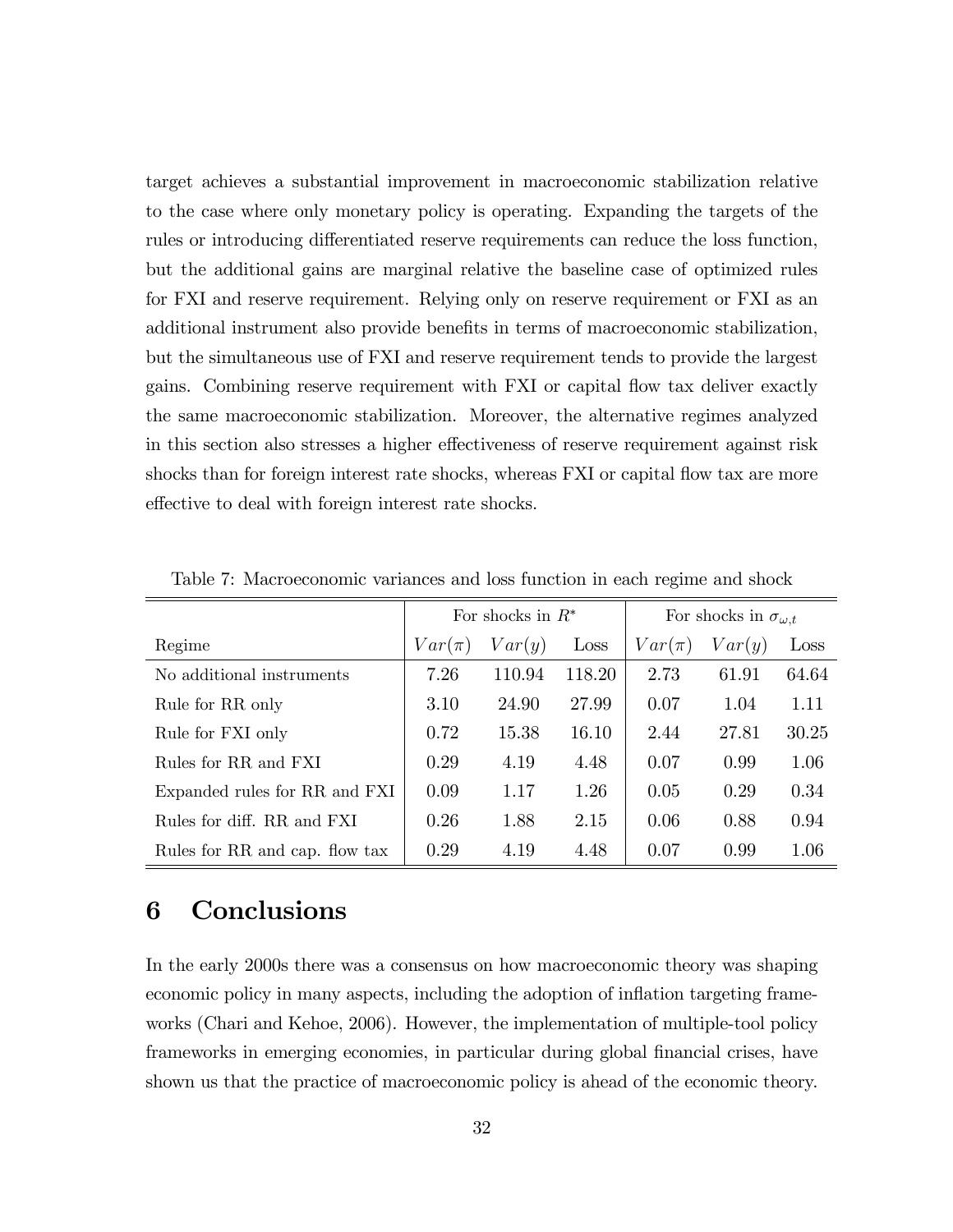target achieves a substantial improvement in macroeconomic stabilization relative to the case where only monetary policy is operating. Expanding the targets of the rules or introducing differentiated reserve requirements can reduce the loss function, but the additional gains are marginal relative the baseline case of optimized rules for FXI and reserve requirement. Relying only on reserve requirement or FXI as an additional instrument also provide benefits in terms of macroeconomic stabilization, but the simultaneous use of FXI and reserve requirement tends to provide the largest gains. Combining reserve requirement with FXI or capital flow tax deliver exactly the same macroeconomic stabilization. Moreover, the alternative regimes analyzed in this section also stresses a higher effectiveness of reserve requirement against risk shocks than for foreign interest rate shocks, whereas FXI or capital flow tax are more effective to deal with foreign interest rate shocks.

Table 7: Macroeconomic variances and loss function in each regime and shock

| | For shocks in $R^*$ | | | For shocks in $\sigma_{\omega,t}$ | | |
|---|---|---|---|---|---|---|
| Regime | $Var(\pi)$ | $Var(y)$ | Loss | $Var(\pi)$ | $Var(y)$ | Loss |
| No additional instruments | 7.26 | 110.94 | 118.20 | 2.73 | 61.91 | 64.64 |
| Rule for RR only | 3.10 | 24.90 | 27.99 | 0.07 | 1.04 | 1.11 |
| Rule for FXI only | 0.72 | 15.38 | 16.10 | 2.44 | 27.81 | 30.25 |
| Rules for RR and FXI | 0.29 | 4.19 | 4.48 | 0.07 | 0.99 | 1.06 |
| Expanded rules for RR and FXI | 0.09 | 1.17 | 1.26 | 0.05 | 0.29 | 0.34 |
| Rules for diff. RR and FXI | 0.26 | 1.88 | 2.15 | 0.06 | 0.88 | 0.94 |
| Rules for RR and cap. flow tax | 0.29 | 4.19 | 4.48 | 0.07 | 0.99 | 1.06 |

# 6 Conclusions

In the early 2000s there was a consensus on how macroeconomic theory was shaping economic policy in many aspects, including the adoption of inflation targeting frameworks (Chari and Kehoe, 2006). However, the implementation of multiple-tool policy frameworks in emerging economies, in particular during global financial crises, have shown us that the practice of macroeconomic policy is ahead of the economic theory.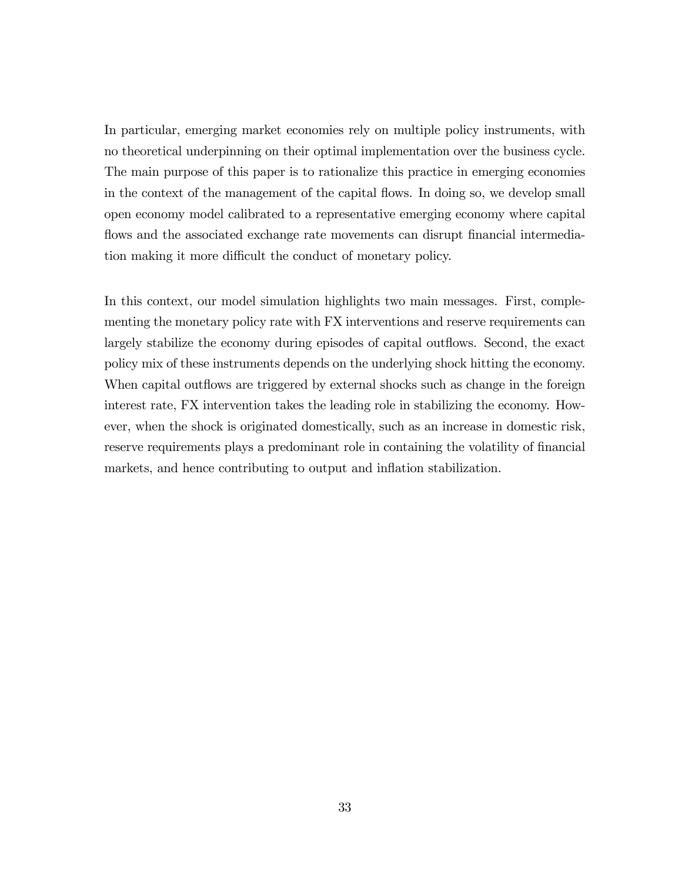In particular, emerging market economies rely on multiple policy instruments, with no theoretical underpinning on their optimal implementation over the business cycle. The main purpose of this paper is to rationalize this practice in emerging economies in the context of the management of the capital flows. In doing so, we develop small open economy model calibrated to a representative emerging economy where capital flows and the associated exchange rate movements can disrupt financial intermediation making it more difficult the conduct of monetary policy.

In this context, our model simulation highlights two main messages. First, complementing the monetary policy rate with FX interventions and reserve requirements can largely stabilize the economy during episodes of capital outflows. Second, the exact policy mix of these instruments depends on the underlying shock hitting the economy. When capital outflows are triggered by external shocks such as change in the foreign interest rate, FX intervention takes the leading role in stabilizing the economy. However, when the shock is originated domestically, such as an increase in domestic risk, reserve requirements plays a predominant role in containing the volatility of financial markets, and hence contributing to output and inflation stabilization.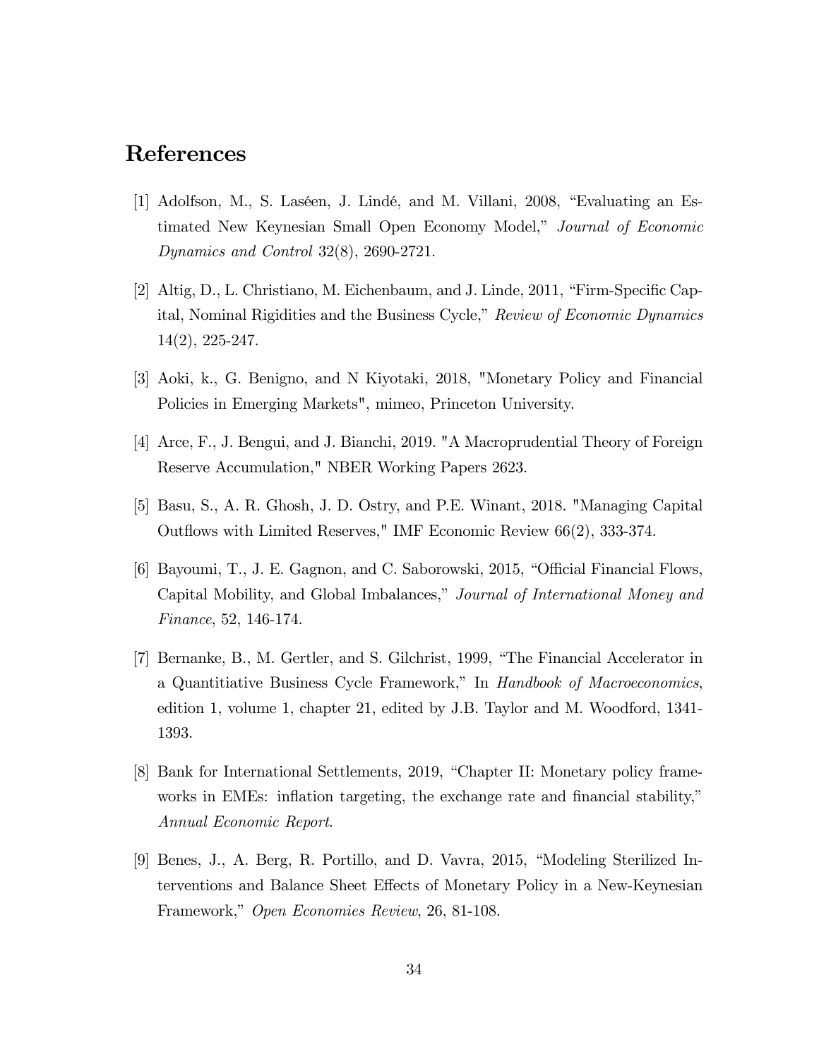# References

[1] Adolfson, M., S. Laséen, J. Lindé, and M. Villani, 2008, "Evaluating an Estimated New Keynesian Small Open Economy Model," *Journal of Economic Dynamics and Control* 32(8), 2690-2721.

[2] Altig, D., L. Christiano, M. Eichenbaum, and J. Linde, 2011, "Firm-Specific Capital, Nominal Rigidities and the Business Cycle," *Review of Economic Dynamics* 14(2), 225-247.

[3] Aoki, k., G. Benigno, and N Kiyotaki, 2018, "Monetary Policy and Financial Policies in Emerging Markets", mimeo, Princeton University.

[4] Arce, F., J. Bengui, and J. Bianchi, 2019. "A Macroprudential Theory of Foreign Reserve Accumulation," NBER Working Papers 2623.

[5] Basu, S., A. R. Ghosh, J. D. Ostry, and P.E. Winant, 2018. "Managing Capital Outflows with Limited Reserves," IMF Economic Review 66(2), 333-374.

[6] Bayoumi, T., J. E. Gagnon, and C. Saborowski, 2015, "Official Financial Flows, Capital Mobility, and Global Imbalances," *Journal of International Money and Finance*, 52, 146-174.

[7] Bernanke, B., M. Gertler, and S. Gilchrist, 1999, "The Financial Accelerator in a Quantitiative Business Cycle Framework," In *Handbook of Macroeconomics*, edition 1, volume 1, chapter 21, edited by J.B. Taylor and M. Woodford, 1341-1393.

[8] Bank for International Settlements, 2019, "Chapter II: Monetary policy frameworks in EMEs: inflation targeting, the exchange rate and financial stability," *Annual Economic Report*.

[9] Benes, J., A. Berg, R. Portillo, and D. Vavra, 2015, "Modeling Sterilized Interventions and Balance Sheet Effects of Monetary Policy in a New-Keynesian Framework," *Open Economies Review*, 26, 81-108.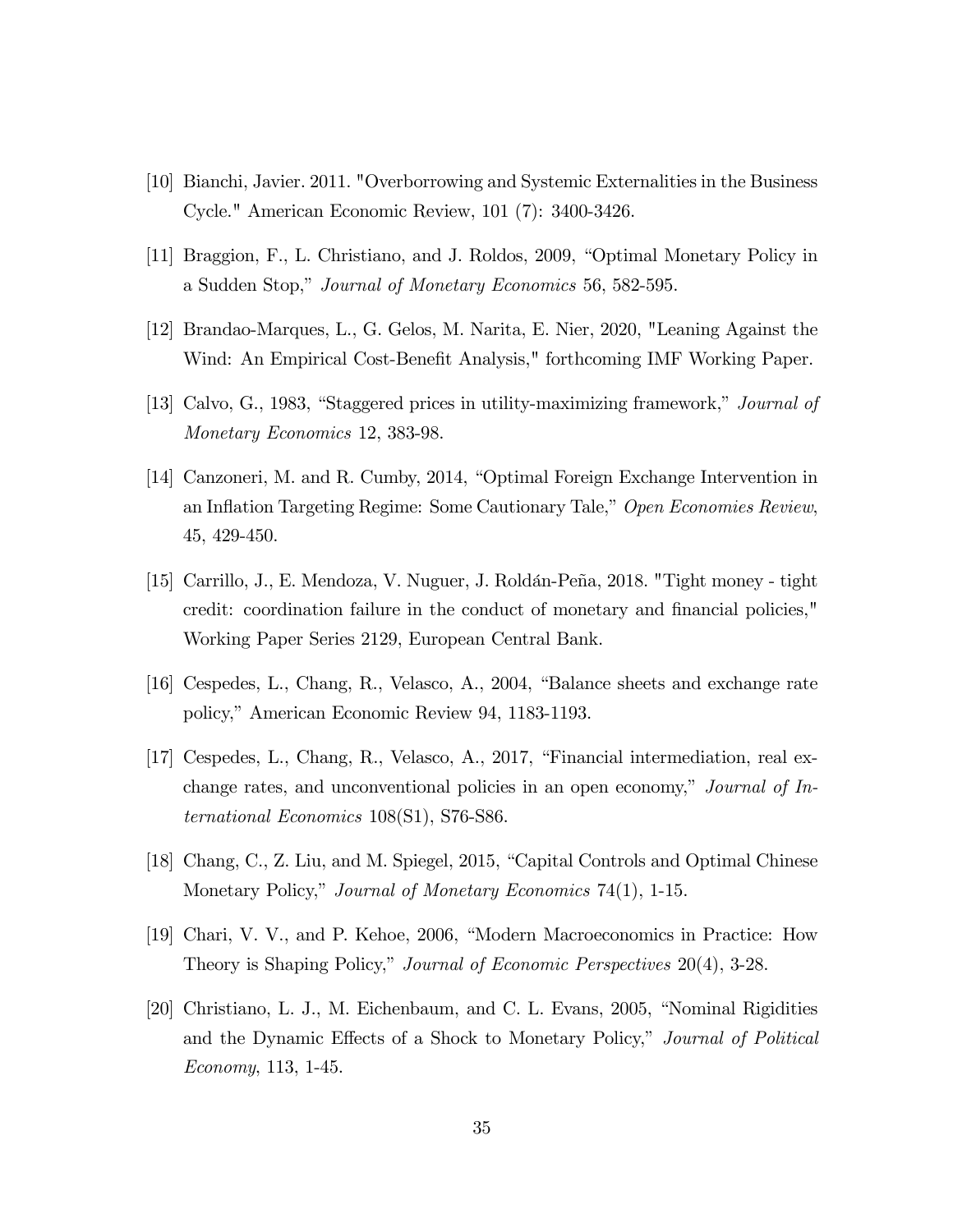[10] Bianchi, Javier. 2011. "Overborrowing and Systemic Externalities in the Business Cycle." American Economic Review, 101 (7): 3400-3426.

[11] Braggion, F., L. Christiano, and J. Roldos, 2009, "Optimal Monetary Policy in a Sudden Stop," *Journal of Monetary Economics* 56, 582-595.

[12] Brandao-Marques, L., G. Gelos, M. Narita, E. Nier, 2020, "Leaning Against the Wind: An Empirical Cost-Benefit Analysis," forthcoming IMF Working Paper.

[13] Calvo, G., 1983, "Staggered prices in utility-maximizing framework," *Journal of Monetary Economics* 12, 383-98.

[14] Canzoneri, M. and R. Cumby, 2014, "Optimal Foreign Exchange Intervention in an Inflation Targeting Regime: Some Cautionary Tale," *Open Economies Review*, 45, 429-450.

[15] Carrillo, J., E. Mendoza, V. Nuguer, J. Roldán-Peña, 2018. "Tight money - tight credit: coordination failure in the conduct of monetary and financial policies," Working Paper Series 2129, European Central Bank.

[16] Cespedes, L., Chang, R., Velasco, A., 2004, "Balance sheets and exchange rate policy," American Economic Review 94, 1183-1193.

[17] Cespedes, L., Chang, R., Velasco, A., 2017, "Financial intermediation, real exchange rates, and unconventional policies in an open economy," *Journal of International Economics* 108(S1), S76-S86.

[18] Chang, C., Z. Liu, and M. Spiegel, 2015, "Capital Controls and Optimal Chinese Monetary Policy," *Journal of Monetary Economics* 74(1), 1-15.

[19] Chari, V. V., and P. Kehoe, 2006, "Modern Macroeconomics in Practice: How Theory is Shaping Policy," *Journal of Economic Perspectives* 20(4), 3-28.

[20] Christiano, L. J., M. Eichenbaum, and C. L. Evans, 2005, "Nominal Rigidities and the Dynamic Effects of a Shock to Monetary Policy," *Journal of Political Economy*, 113, 1-45.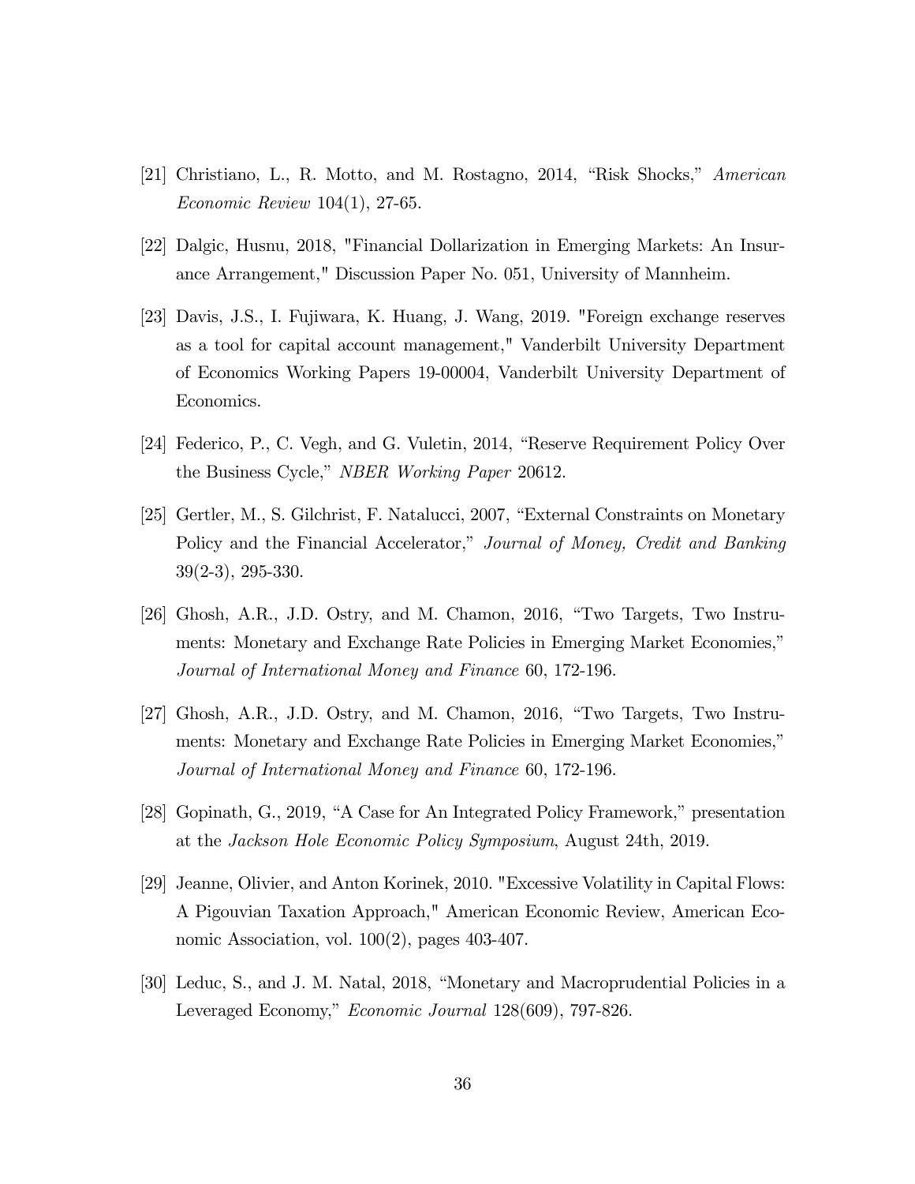[21] Christiano, L., R. Motto, and M. Rostagno, 2014, "Risk Shocks," *American Economic Review* 104(1), 27-65.

[22] Dalgic, Husnu, 2018, "Financial Dollarization in Emerging Markets: An Insurance Arrangement," Discussion Paper No. 051, University of Mannheim.

[23] Davis, J.S., I. Fujiwara, K. Huang, J. Wang, 2019. "Foreign exchange reserves as a tool for capital account management," Vanderbilt University Department of Economics Working Papers 19-00004, Vanderbilt University Department of Economics.

[24] Federico, P., C. Vegh, and G. Vuletin, 2014, "Reserve Requirement Policy Over the Business Cycle," *NBER Working Paper* 20612.

[25] Gertler, M., S. Gilchrist, F. Natalucci, 2007, "External Constraints on Monetary Policy and the Financial Accelerator," *Journal of Money, Credit and Banking* 39(2-3), 295-330.

[26] Ghosh, A.R., J.D. Ostry, and M. Chamon, 2016, "Two Targets, Two Instruments: Monetary and Exchange Rate Policies in Emerging Market Economies," *Journal of International Money and Finance* 60, 172-196.

[27] Ghosh, A.R., J.D. Ostry, and M. Chamon, 2016, "Two Targets, Two Instruments: Monetary and Exchange Rate Policies in Emerging Market Economies," *Journal of International Money and Finance* 60, 172-196.

[28] Gopinath, G., 2019, "A Case for An Integrated Policy Framework," presentation at the *Jackson Hole Economic Policy Symposium*, August 24th, 2019.

[29] Jeanne, Olivier, and Anton Korinek, 2010. "Excessive Volatility in Capital Flows: A Pigouvian Taxation Approach," American Economic Review, American Economic Association, vol. 100(2), pages 403-407.

[30] Leduc, S., and J. M. Natal, 2018, "Monetary and Macroprudential Policies in a Leveraged Economy," *Economic Journal* 128(609), 797-826.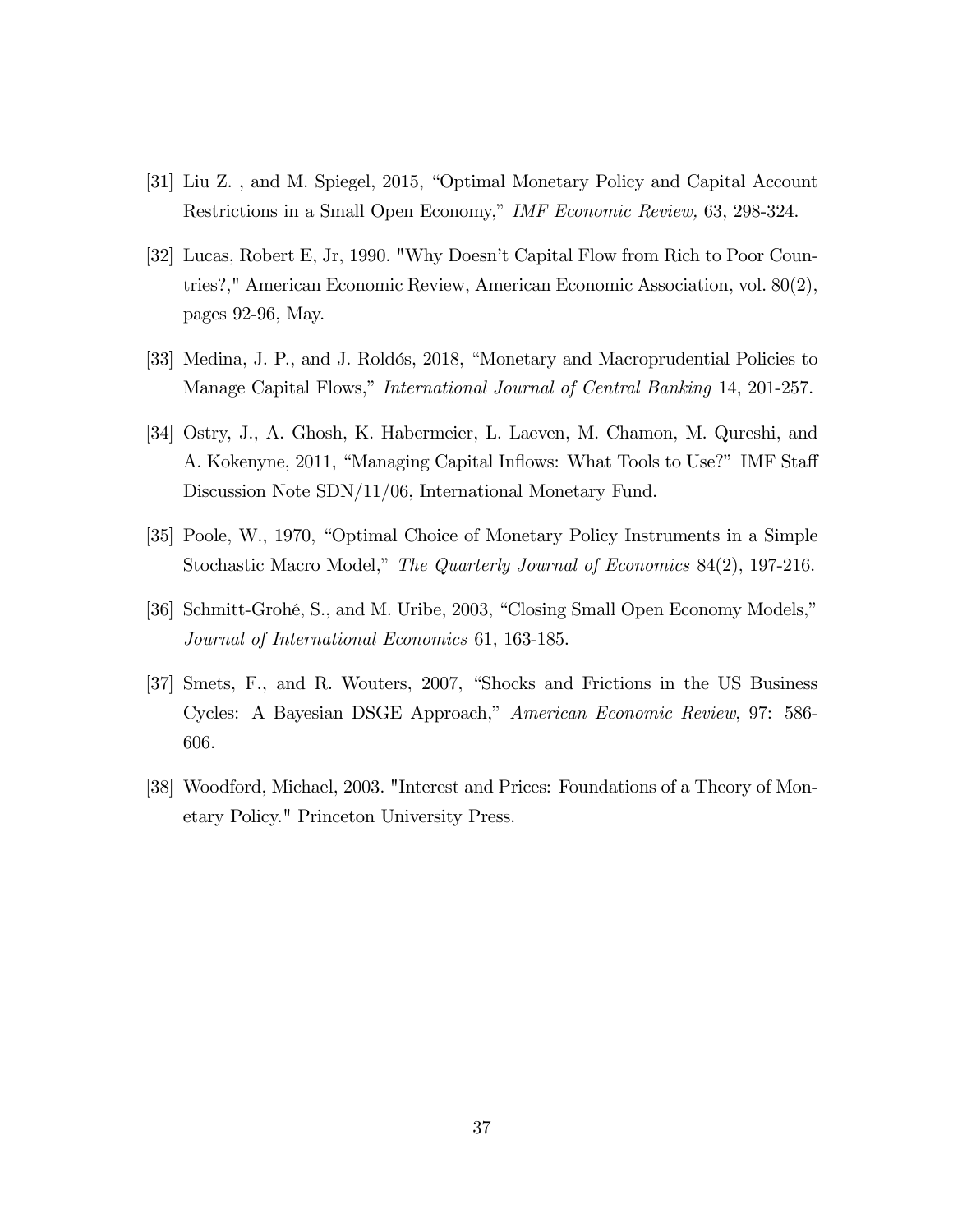[31] Liu Z. , and M. Spiegel, 2015, "Optimal Monetary Policy and Capital Account Restrictions in a Small Open Economy," *IMF Economic Review,* 63, 298-324.

[32] Lucas, Robert E, Jr, 1990. "Why Doesn't Capital Flow from Rich to Poor Countries?," American Economic Review, American Economic Association, vol. 80(2), pages 92-96, May.

[33] Medina, J. P., and J. Roldós, 2018, "Monetary and Macroprudential Policies to Manage Capital Flows," *International Journal of Central Banking* 14, 201-257.

[34] Ostry, J., A. Ghosh, K. Habermeier, L. Laeven, M. Chamon, M. Qureshi, and A. Kokenyne, 2011, "Managing Capital Inflows: What Tools to Use?" IMF Staff Discussion Note SDN/11/06, International Monetary Fund.

[35] Poole, W., 1970, "Optimal Choice of Monetary Policy Instruments in a Simple Stochastic Macro Model," *The Quarterly Journal of Economics* 84(2), 197-216.

[36] Schmitt-Grohé, S., and M. Uribe, 2003, "Closing Small Open Economy Models," *Journal of International Economics* 61, 163-185.

[37] Smets, F., and R. Wouters, 2007, "Shocks and Frictions in the US Business Cycles: A Bayesian DSGE Approach," *American Economic Review*, 97: 586-606.

[38] Woodford, Michael, 2003. "Interest and Prices: Foundations of a Theory of Monetary Policy." Princeton University Press.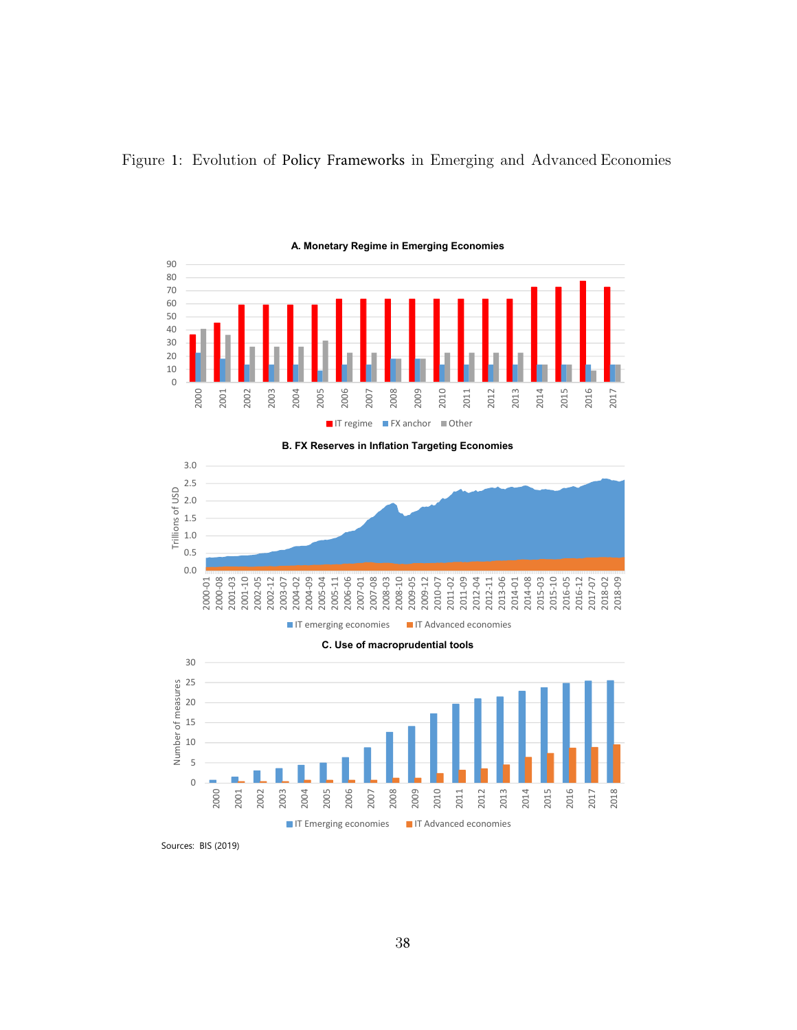Figure 1: Evolution of Policy Frameworks in Emerging and Advanced Economies

Sources: BIS (2019)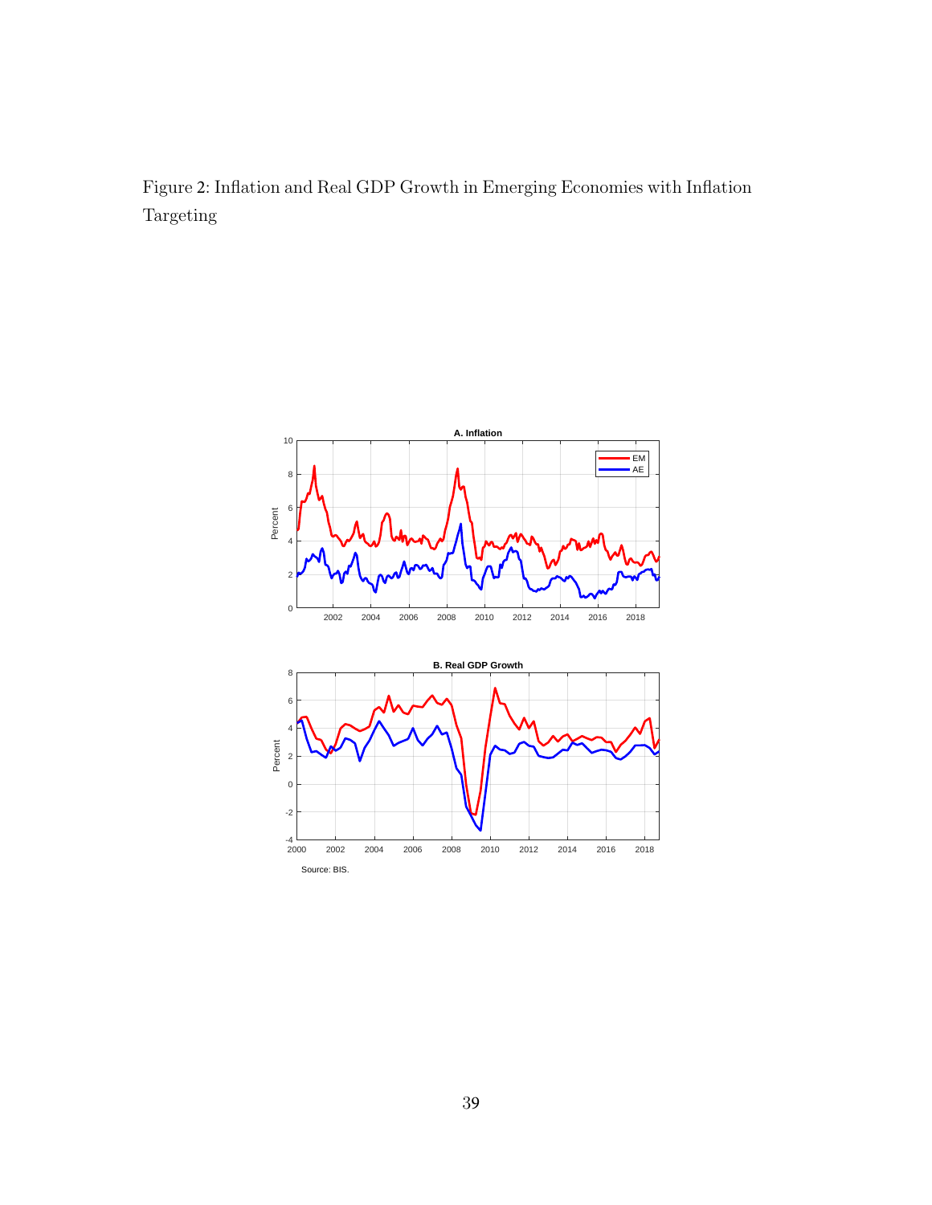Figure 2: Inflation and Real GDP Growth in Emerging Economies with Inflation Targeting

Source: BIS.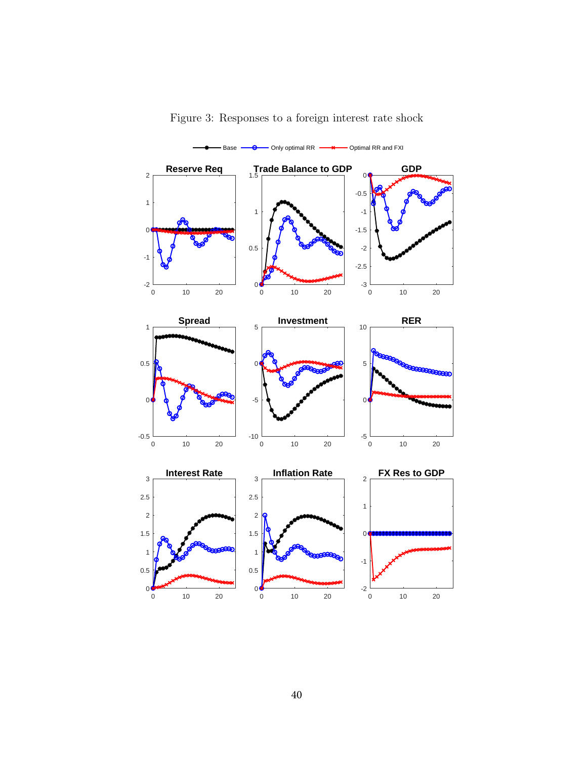Figure 3: Responses to a foreign interest rate shock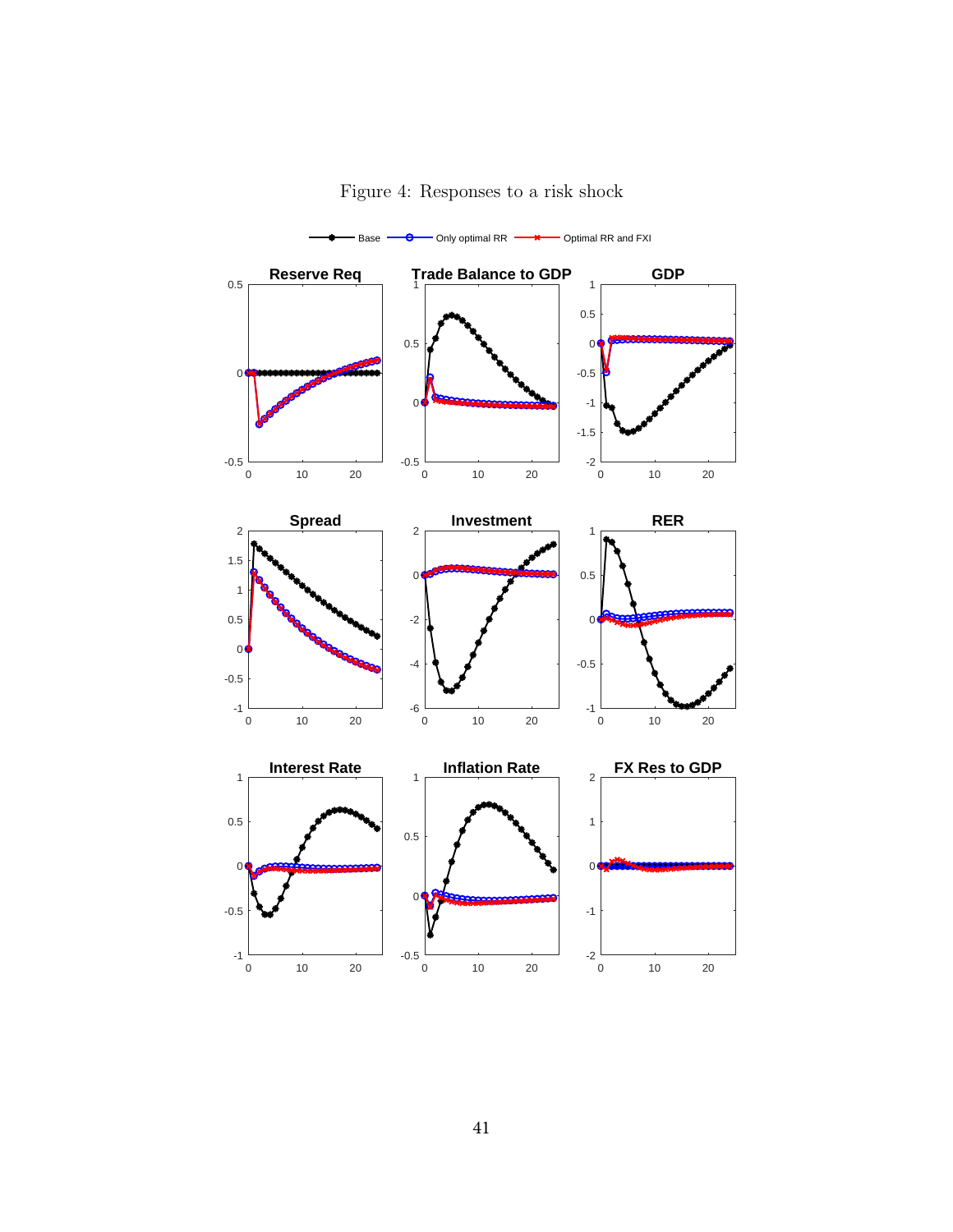Figure 4: Responses to a risk shock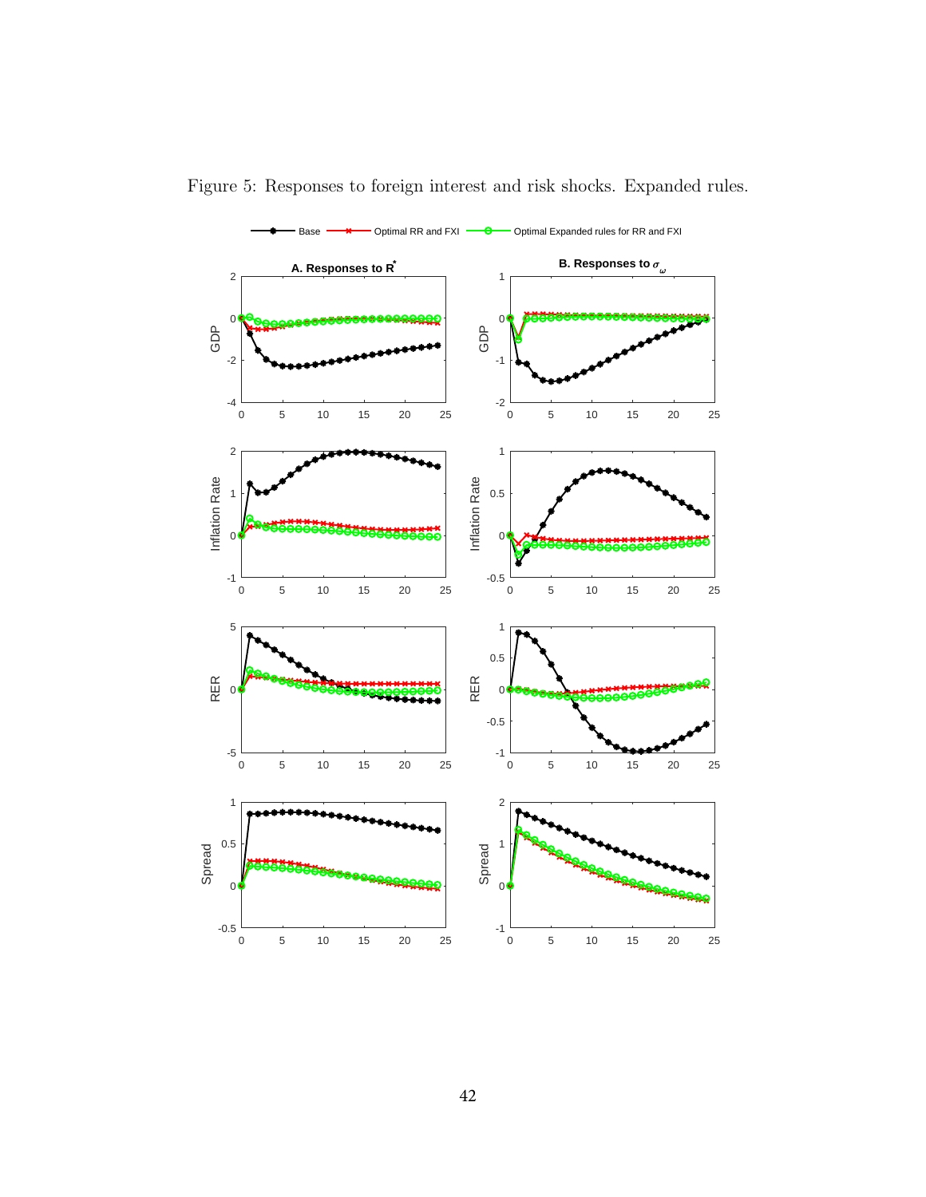Figure 5: Responses to foreign interest and risk shocks. Expanded rules.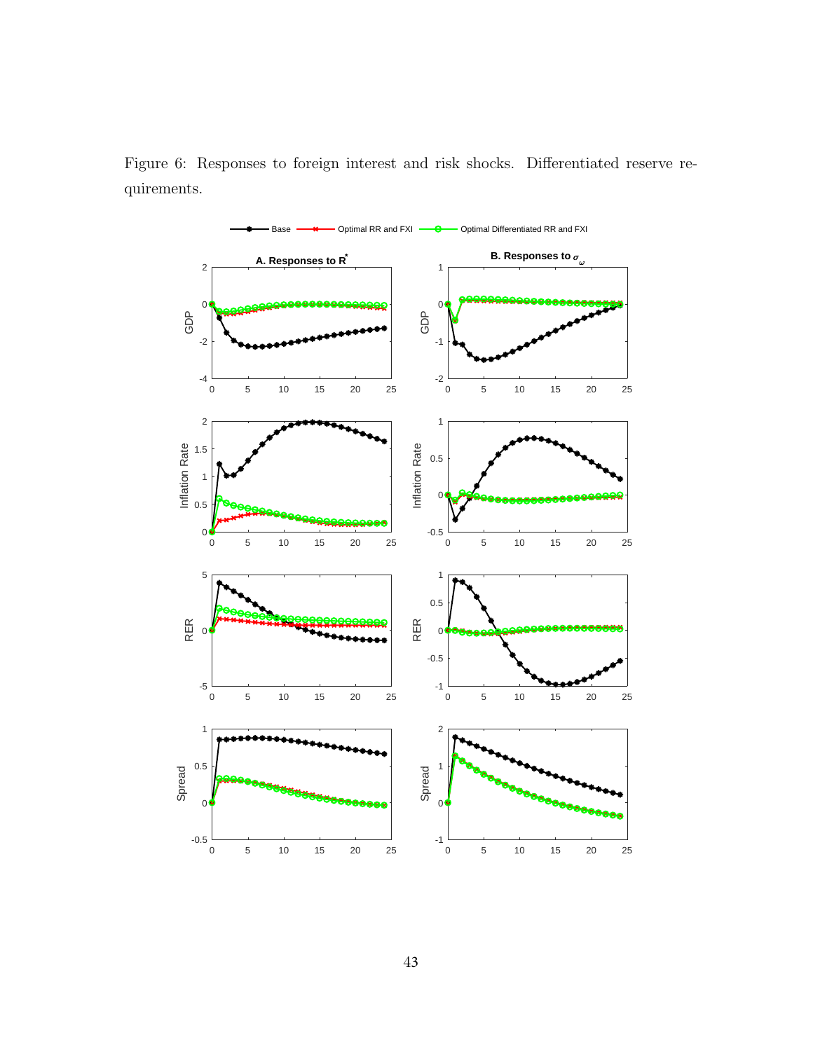Figure 6: Responses to foreign interest and risk shocks. Differentiated reserve requirements.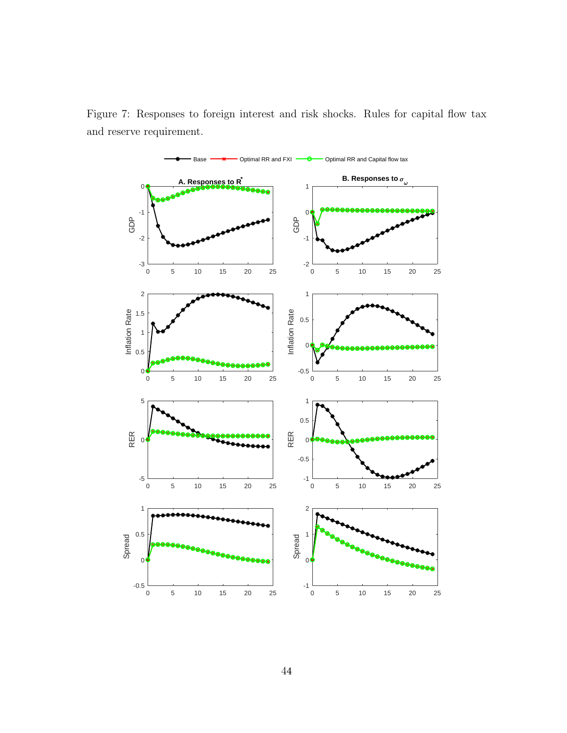Figure 7: Responses to foreign interest and risk shocks. Rules for capital flow tax and reserve requirement.

Base
Optimal RR and FXI
Optimal RR and Capital flow tax

A. Responses to $R^*$

B. Responses to $\sigma_\omega$

GDP

Inflation Rate

RER

Spread